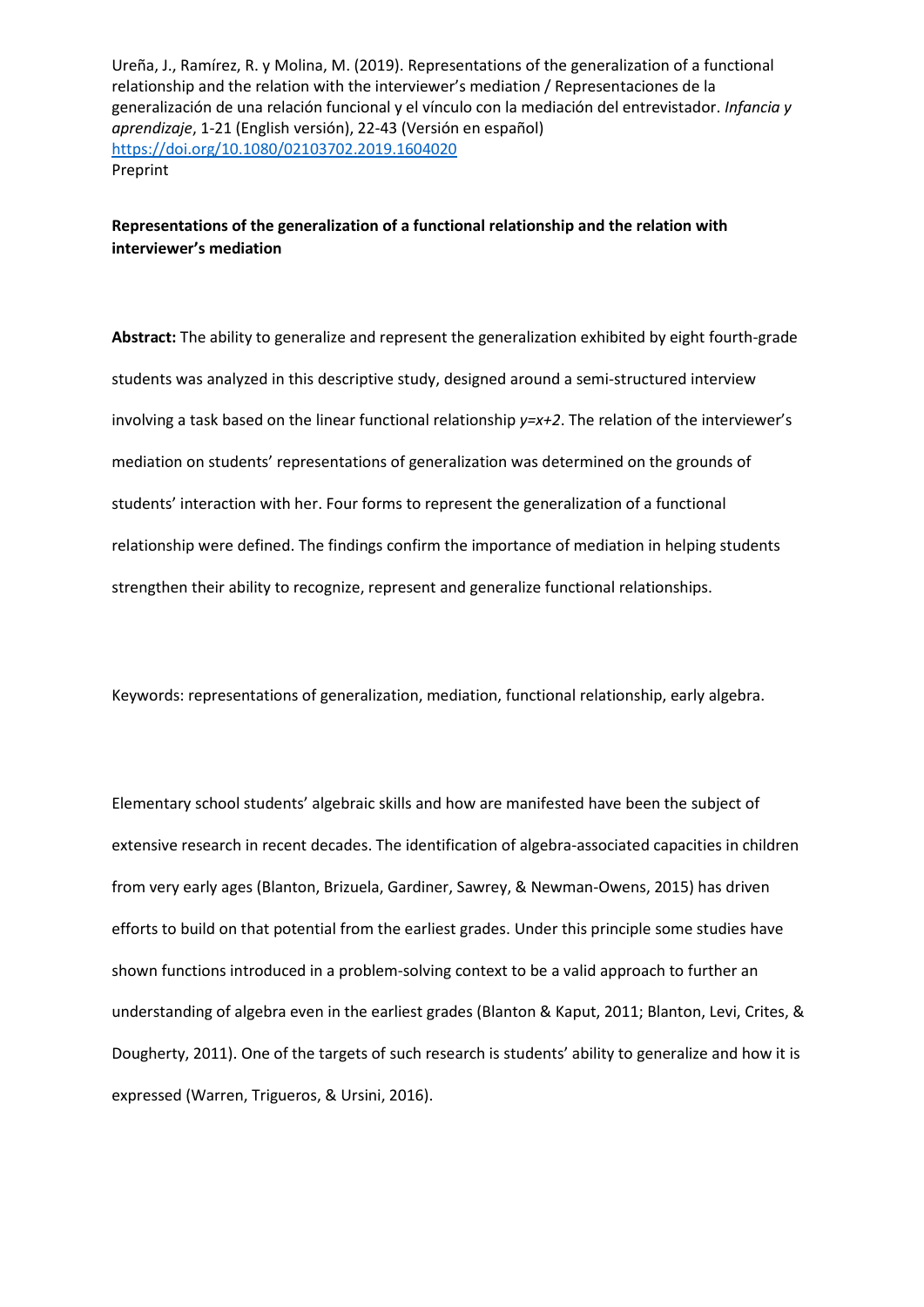Ureña, J., Ramírez, R. y Molina, M. (2019). Representations of the generalization of a functional relationship and the relation with the interviewer's mediation / Representaciones de la generalización de una relación funcional y el vínculo con la mediación del entrevistador. *Infancia y aprendizaje*, 1-21 (English versión), 22-43 (Versión en español)
https://doi.org/10.1080/02103702.2019.1604020
Preprint

# Representations of the generalization of a functional relationship and the relation with interviewer's mediation

**Abstract:** The ability to generalize and represent the generalization exhibited by eight fourth-grade students was analyzed in this descriptive study, designed around a semi-structured interview involving a task based on the linear functional relationship $y=x+2$. The relation of the interviewer's mediation on students' representations of generalization was determined on the grounds of students' interaction with her. Four forms to represent the generalization of a functional relationship were defined. The findings confirm the importance of mediation in helping students strengthen their ability to recognize, represent and generalize functional relationships.

Keywords: representations of generalization, mediation, functional relationship, early algebra.

Elementary school students' algebraic skills and how are manifested have been the subject of extensive research in recent decades. The identification of algebra-associated capacities in children from very early ages (Blanton, Brizuela, Gardiner, Sawrey, & Newman-Owens, 2015) has driven efforts to build on that potential from the earliest grades. Under this principle some studies have shown functions introduced in a problem-solving context to be a valid approach to further an understanding of algebra even in the earliest grades (Blanton & Kaput, 2011; Blanton, Levi, Crites, & Dougherty, 2011). One of the targets of such research is students' ability to generalize and how it is expressed (Warren, Trigueros, & Ursini, 2016).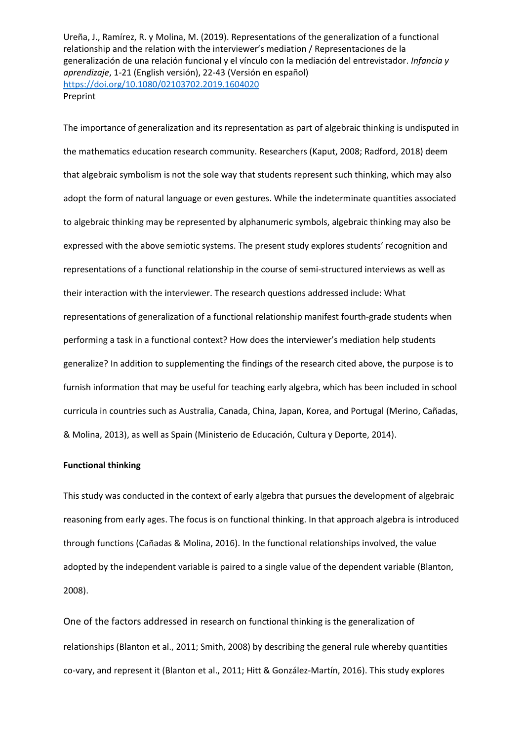The importance of generalization and its representation as part of algebraic thinking is undisputed in the mathematics education research community. Researchers (Kaput, 2008; Radford, 2018) deem that algebraic symbolism is not the sole way that students represent such thinking, which may also adopt the form of natural language or even gestures. While the indeterminate quantities associated to algebraic thinking may be represented by alphanumeric symbols, algebraic thinking may also be expressed with the above semiotic systems. The present study explores students' recognition and representations of a functional relationship in the course of semi-structured interviews as well as their interaction with the interviewer. The research questions addressed include: What representations of generalization of a functional relationship manifest fourth-grade students when performing a task in a functional context? How does the interviewer's mediation help students generalize? In addition to supplementing the findings of the research cited above, the purpose is to furnish information that may be useful for teaching early algebra, which has been included in school curricula in countries such as Australia, Canada, China, Japan, Korea, and Portugal (Merino, Cañadas, & Molina, 2013), as well as Spain (Ministerio de Educación, Cultura y Deporte, 2014).

**Functional thinking**

This study was conducted in the context of early algebra that pursues the development of algebraic reasoning from early ages. The focus is on functional thinking. In that approach algebra is introduced through functions (Cañadas & Molina, 2016). In the functional relationships involved, the value adopted by the independent variable is paired to a single value of the dependent variable (Blanton, 2008).

One of the factors addressed in research on functional thinking is the generalization of relationships (Blanton et al., 2011; Smith, 2008) by describing the general rule whereby quantities co-vary, and represent it (Blanton et al., 2011; Hitt & González-Martín, 2016). This study explores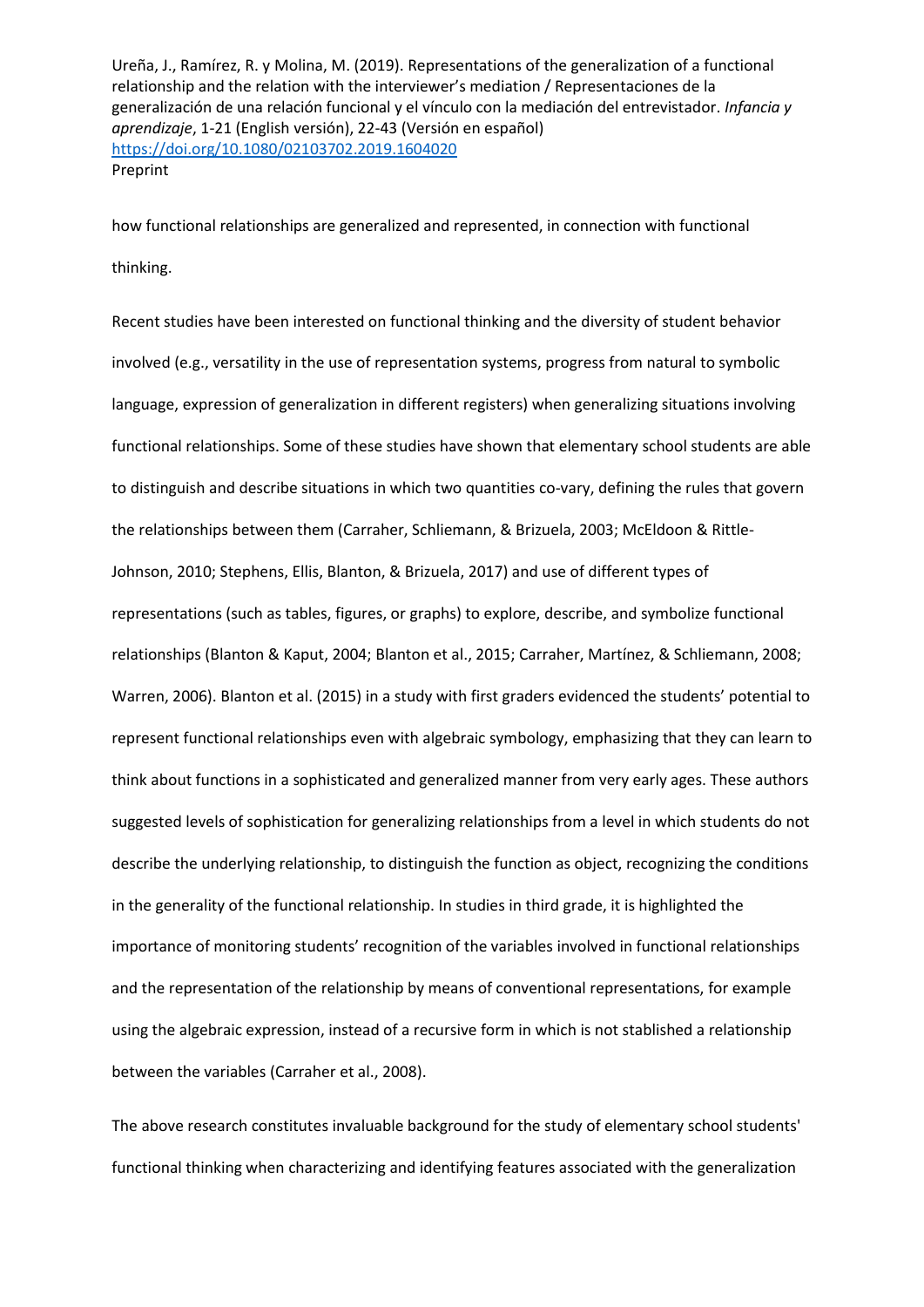how functional relationships are generalized and represented, in connection with functional thinking.

Recent studies have been interested on functional thinking and the diversity of student behavior involved (e.g., versatility in the use of representation systems, progress from natural to symbolic language, expression of generalization in different registers) when generalizing situations involving functional relationships. Some of these studies have shown that elementary school students are able to distinguish and describe situations in which two quantities co-vary, defining the rules that govern the relationships between them (Carraher, Schliemann, & Brizuela, 2003; McEldoon & Rittle-Johnson, 2010; Stephens, Ellis, Blanton, & Brizuela, 2017) and use of different types of representations (such as tables, figures, or graphs) to explore, describe, and symbolize functional relationships (Blanton & Kaput, 2004; Blanton et al., 2015; Carraher, Martínez, & Schliemann, 2008; Warren, 2006). Blanton et al. (2015) in a study with first graders evidenced the students' potential to represent functional relationships even with algebraic symbology, emphasizing that they can learn to think about functions in a sophisticated and generalized manner from very early ages. These authors suggested levels of sophistication for generalizing relationships from a level in which students do not describe the underlying relationship, to distinguish the function as object, recognizing the conditions in the generality of the functional relationship. In studies in third grade, it is highlighted the importance of monitoring students' recognition of the variables involved in functional relationships and the representation of the relationship by means of conventional representations, for example using the algebraic expression, instead of a recursive form in which is not stablished a relationship between the variables (Carraher et al., 2008).

The above research constitutes invaluable background for the study of elementary school students' functional thinking when characterizing and identifying features associated with the generalization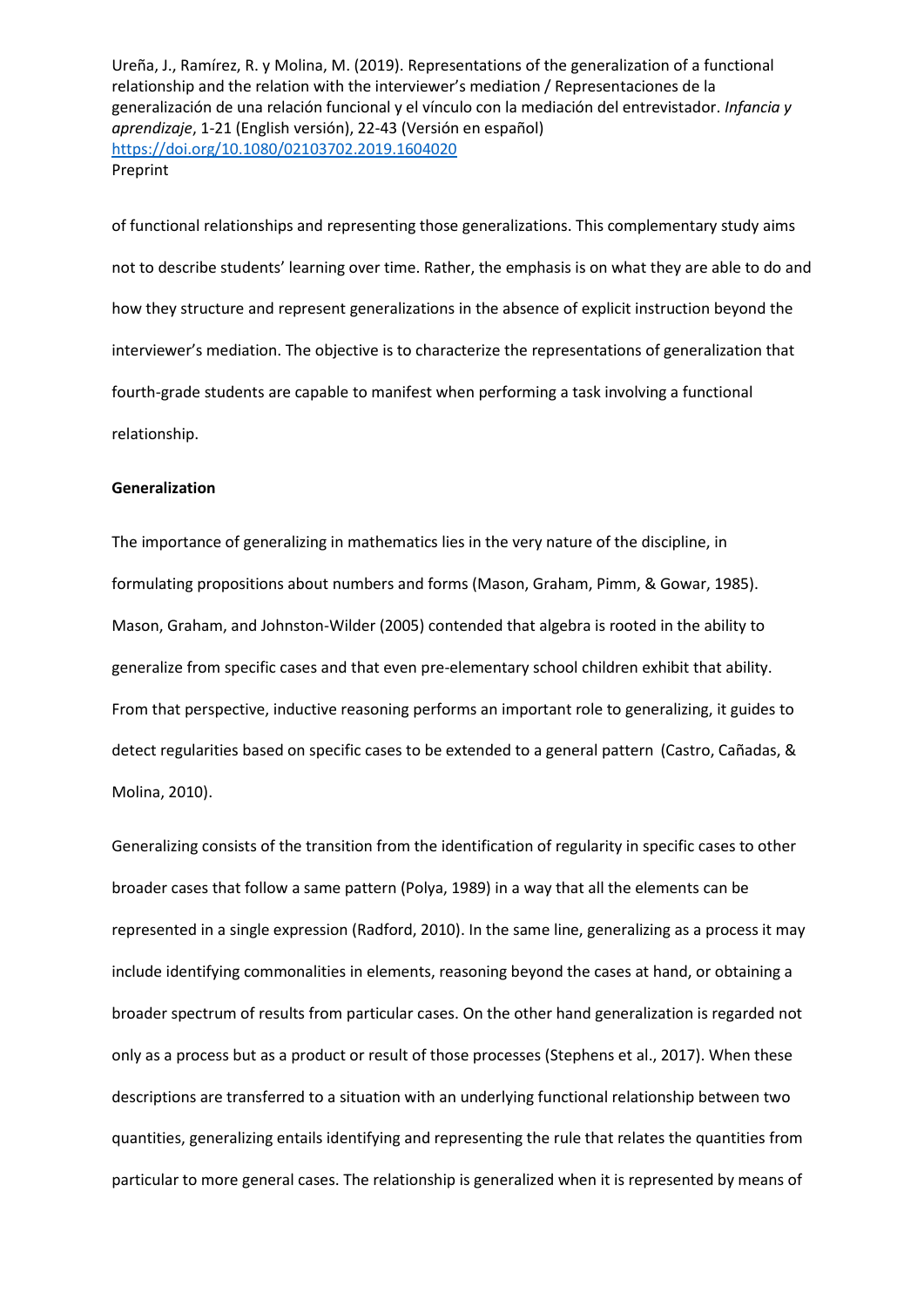of functional relationships and representing those generalizations. This complementary study aims not to describe students' learning over time. Rather, the emphasis is on what they are able to do and how they structure and represent generalizations in the absence of explicit instruction beyond the interviewer's mediation. The objective is to characterize the representations of generalization that fourth-grade students are capable to manifest when performing a task involving a functional relationship.

**Generalization**

The importance of generalizing in mathematics lies in the very nature of the discipline, in formulating propositions about numbers and forms (Mason, Graham, Pimm, & Gowar, 1985). Mason, Graham, and Johnston-Wilder (2005) contended that algebra is rooted in the ability to generalize from specific cases and that even pre-elementary school children exhibit that ability. From that perspective, inductive reasoning performs an important role to generalizing, it guides to detect regularities based on specific cases to be extended to a general pattern (Castro, Cañadas, & Molina, 2010).

Generalizing consists of the transition from the identification of regularity in specific cases to other broader cases that follow a same pattern (Polya, 1989) in a way that all the elements can be represented in a single expression (Radford, 2010). In the same line, generalizing as a process it may include identifying commonalities in elements, reasoning beyond the cases at hand, or obtaining a broader spectrum of results from particular cases. On the other hand generalization is regarded not only as a process but as a product or result of those processes (Stephens et al., 2017). When these descriptions are transferred to a situation with an underlying functional relationship between two quantities, generalizing entails identifying and representing the rule that relates the quantities from particular to more general cases. The relationship is generalized when it is represented by means of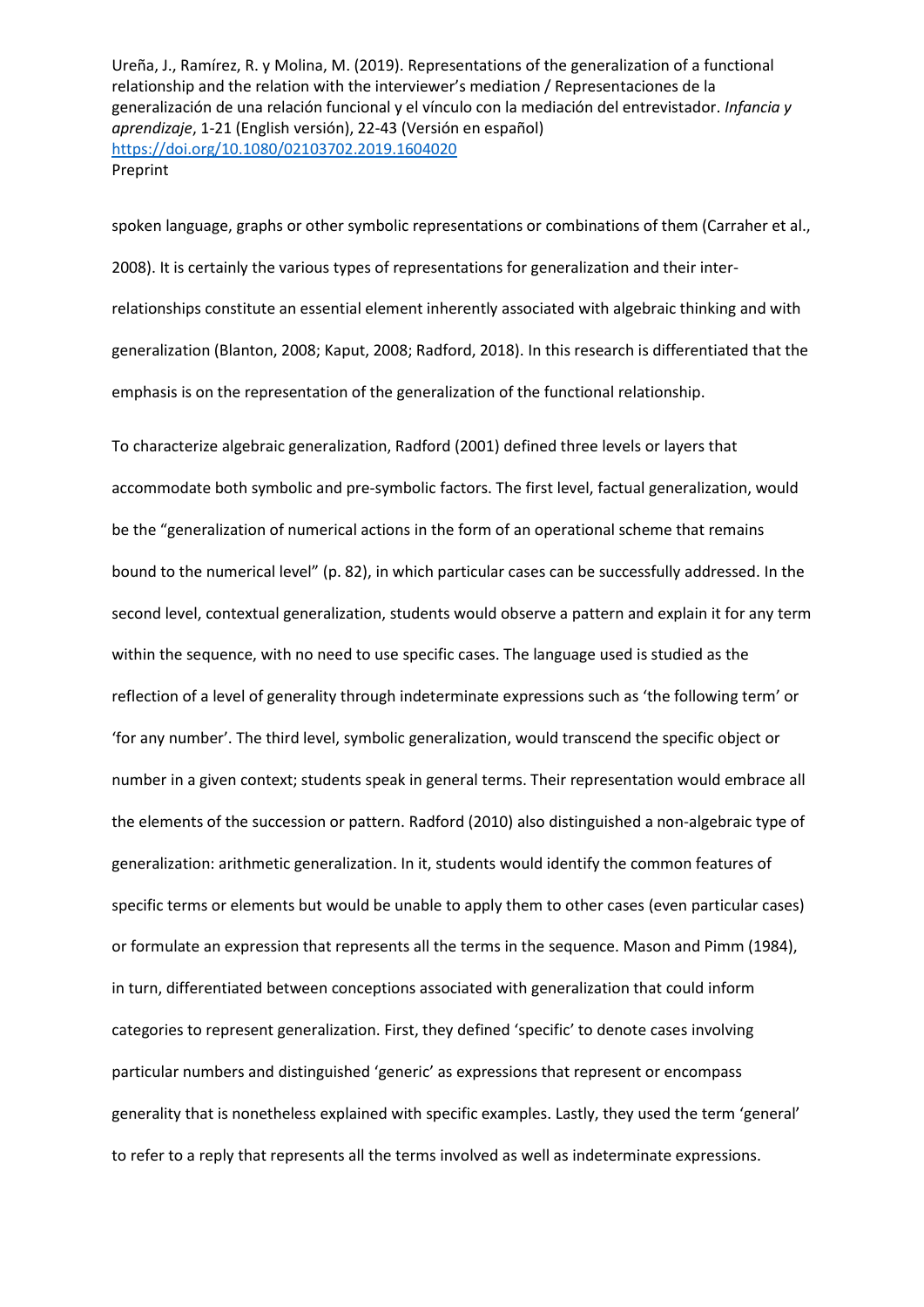spoken language, graphs or other symbolic representations or combinations of them (Carraher et al., 2008). It is certainly the various types of representations for generalization and their inter-relationships constitute an essential element inherently associated with algebraic thinking and with generalization (Blanton, 2008; Kaput, 2008; Radford, 2018). In this research is differentiated that the emphasis is on the representation of the generalization of the functional relationship.

To characterize algebraic generalization, Radford (2001) defined three levels or layers that accommodate both symbolic and pre-symbolic factors. The first level, factual generalization, would be the "generalization of numerical actions in the form of an operational scheme that remains bound to the numerical level" (p. 82), in which particular cases can be successfully addressed. In the second level, contextual generalization, students would observe a pattern and explain it for any term within the sequence, with no need to use specific cases. The language used is studied as the reflection of a level of generality through indeterminate expressions such as 'the following term' or 'for any number'. The third level, symbolic generalization, would transcend the specific object or number in a given context; students speak in general terms. Their representation would embrace all the elements of the succession or pattern. Radford (2010) also distinguished a non-algebraic type of generalization: arithmetic generalization. In it, students would identify the common features of specific terms or elements but would be unable to apply them to other cases (even particular cases) or formulate an expression that represents all the terms in the sequence. Mason and Pimm (1984), in turn, differentiated between conceptions associated with generalization that could inform categories to represent generalization. First, they defined 'specific' to denote cases involving particular numbers and distinguished 'generic' as expressions that represent or encompass generality that is nonetheless explained with specific examples. Lastly, they used the term 'general' to refer to a reply that represents all the terms involved as well as indeterminate expressions.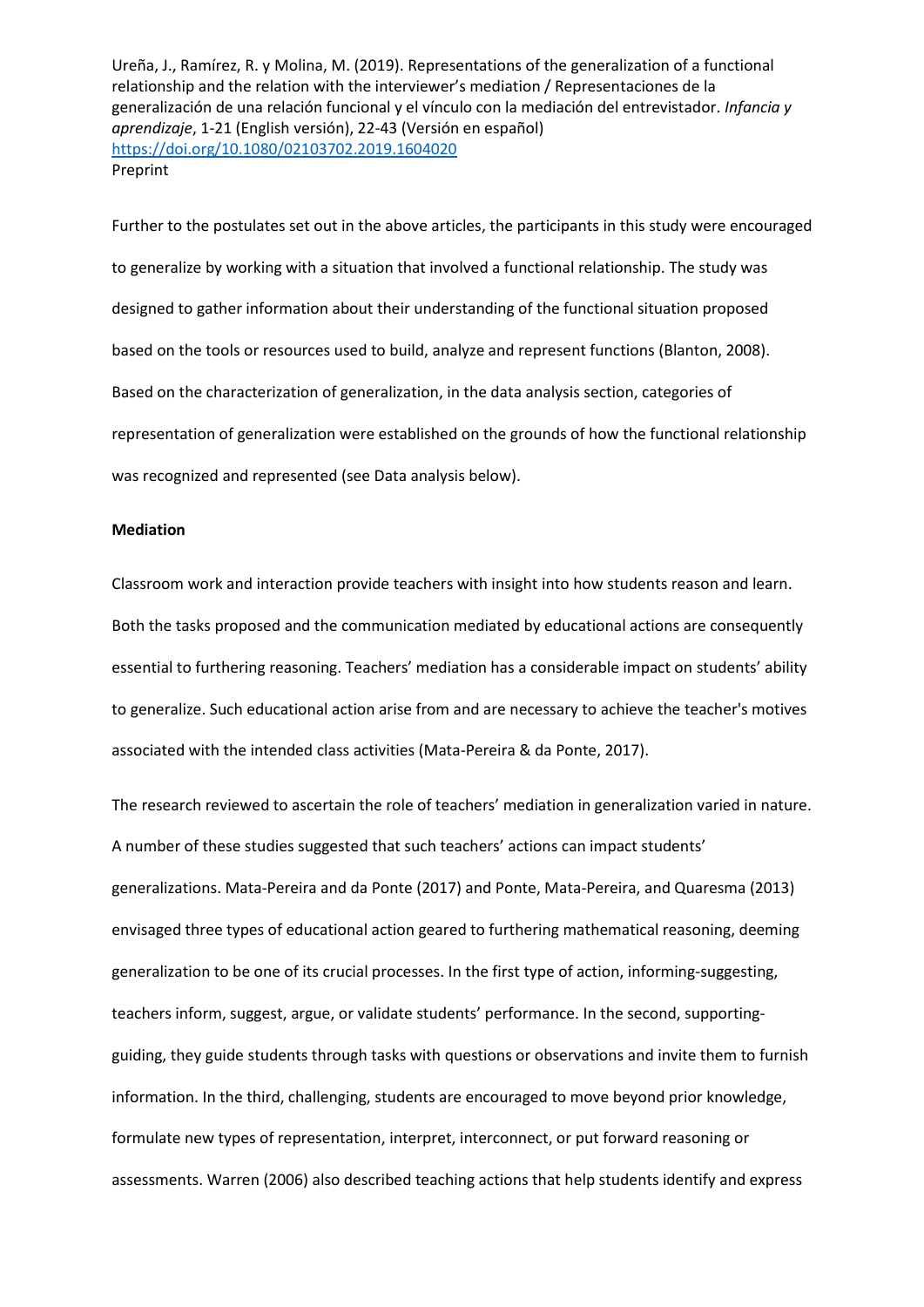Further to the postulates set out in the above articles, the participants in this study were encouraged to generalize by working with a situation that involved a functional relationship. The study was designed to gather information about their understanding of the functional situation proposed based on the tools or resources used to build, analyze and represent functions (Blanton, 2008). Based on the characterization of generalization, in the data analysis section, categories of representation of generalization were established on the grounds of how the functional relationship was recognized and represented (see Data analysis below).

**Mediation**

Classroom work and interaction provide teachers with insight into how students reason and learn. Both the tasks proposed and the communication mediated by educational actions are consequently essential to furthering reasoning. Teachers' mediation has a considerable impact on students' ability to generalize. Such educational action arise from and are necessary to achieve the teacher's motives associated with the intended class activities (Mata-Pereira & da Ponte, 2017).

The research reviewed to ascertain the role of teachers' mediation in generalization varied in nature. A number of these studies suggested that such teachers' actions can impact students' generalizations. Mata-Pereira and da Ponte (2017) and Ponte, Mata-Pereira, and Quaresma (2013) envisaged three types of educational action geared to furthering mathematical reasoning, deeming generalization to be one of its crucial processes. In the first type of action, informing-suggesting, teachers inform, suggest, argue, or validate students' performance. In the second, supporting-guiding, they guide students through tasks with questions or observations and invite them to furnish information. In the third, challenging, students are encouraged to move beyond prior knowledge, formulate new types of representation, interpret, interconnect, or put forward reasoning or assessments. Warren (2006) also described teaching actions that help students identify and express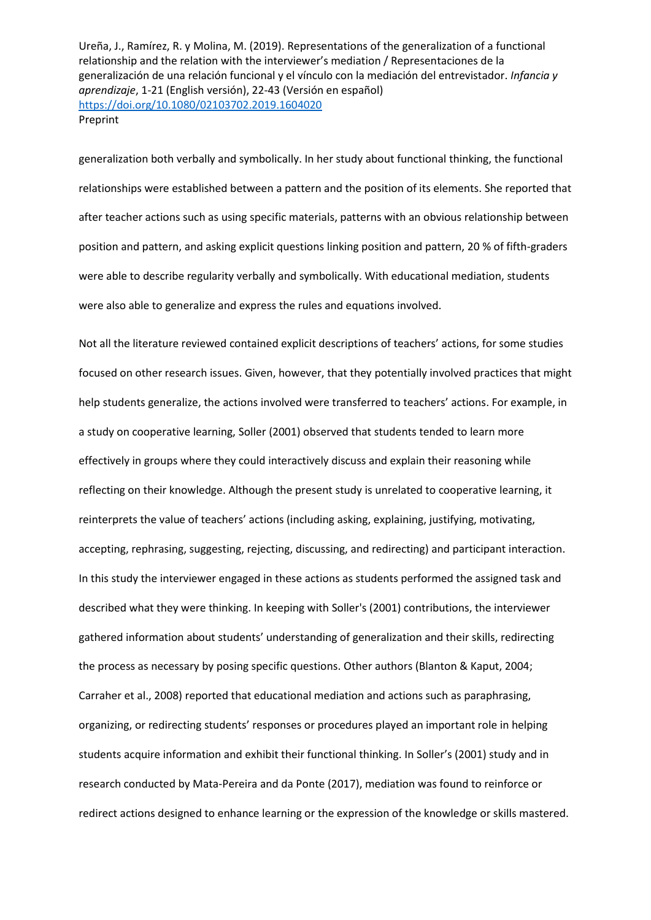generalization both verbally and symbolically. In her study about functional thinking, the functional relationships were established between a pattern and the position of its elements. She reported that after teacher actions such as using specific materials, patterns with an obvious relationship between position and pattern, and asking explicit questions linking position and pattern, 20 % of fifth-graders were able to describe regularity verbally and symbolically. With educational mediation, students were also able to generalize and express the rules and equations involved.

Not all the literature reviewed contained explicit descriptions of teachers' actions, for some studies focused on other research issues. Given, however, that they potentially involved practices that might help students generalize, the actions involved were transferred to teachers' actions. For example, in a study on cooperative learning, Soller (2001) observed that students tended to learn more effectively in groups where they could interactively discuss and explain their reasoning while reflecting on their knowledge. Although the present study is unrelated to cooperative learning, it reinterprets the value of teachers' actions (including asking, explaining, justifying, motivating, accepting, rephrasing, suggesting, rejecting, discussing, and redirecting) and participant interaction. In this study the interviewer engaged in these actions as students performed the assigned task and described what they were thinking. In keeping with Soller's (2001) contributions, the interviewer gathered information about students' understanding of generalization and their skills, redirecting the process as necessary by posing specific questions. Other authors (Blanton & Kaput, 2004; Carraher et al., 2008) reported that educational mediation and actions such as paraphrasing, organizing, or redirecting students' responses or procedures played an important role in helping students acquire information and exhibit their functional thinking. In Soller's (2001) study and in research conducted by Mata-Pereira and da Ponte (2017), mediation was found to reinforce or redirect actions designed to enhance learning or the expression of the knowledge or skills mastered.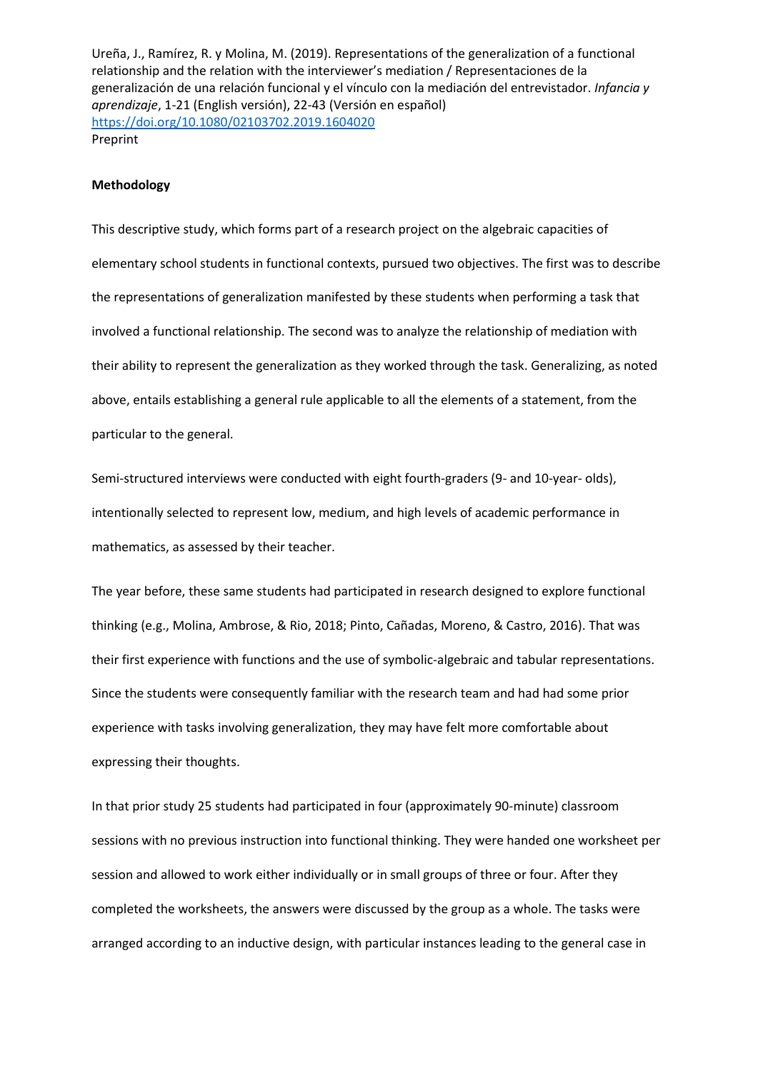**Methodology**

This descriptive study, which forms part of a research project on the algebraic capacities of elementary school students in functional contexts, pursued two objectives. The first was to describe the representations of generalization manifested by these students when performing a task that involved a functional relationship. The second was to analyze the relationship of mediation with their ability to represent the generalization as they worked through the task. Generalizing, as noted above, entails establishing a general rule applicable to all the elements of a statement, from the particular to the general.

Semi-structured interviews were conducted with eight fourth-graders (9- and 10-year- olds), intentionally selected to represent low, medium, and high levels of academic performance in mathematics, as assessed by their teacher.

The year before, these same students had participated in research designed to explore functional thinking (e.g., Molina, Ambrose, & Rio, 2018; Pinto, Cañadas, Moreno, & Castro, 2016). That was their first experience with functions and the use of symbolic-algebraic and tabular representations. Since the students were consequently familiar with the research team and had had some prior experience with tasks involving generalization, they may have felt more comfortable about expressing their thoughts.

In that prior study 25 students had participated in four (approximately 90-minute) classroom sessions with no previous instruction into functional thinking. They were handed one worksheet per session and allowed to work either individually or in small groups of three or four. After they completed the worksheets, the answers were discussed by the group as a whole. The tasks were arranged according to an inductive design, with particular instances leading to the general case in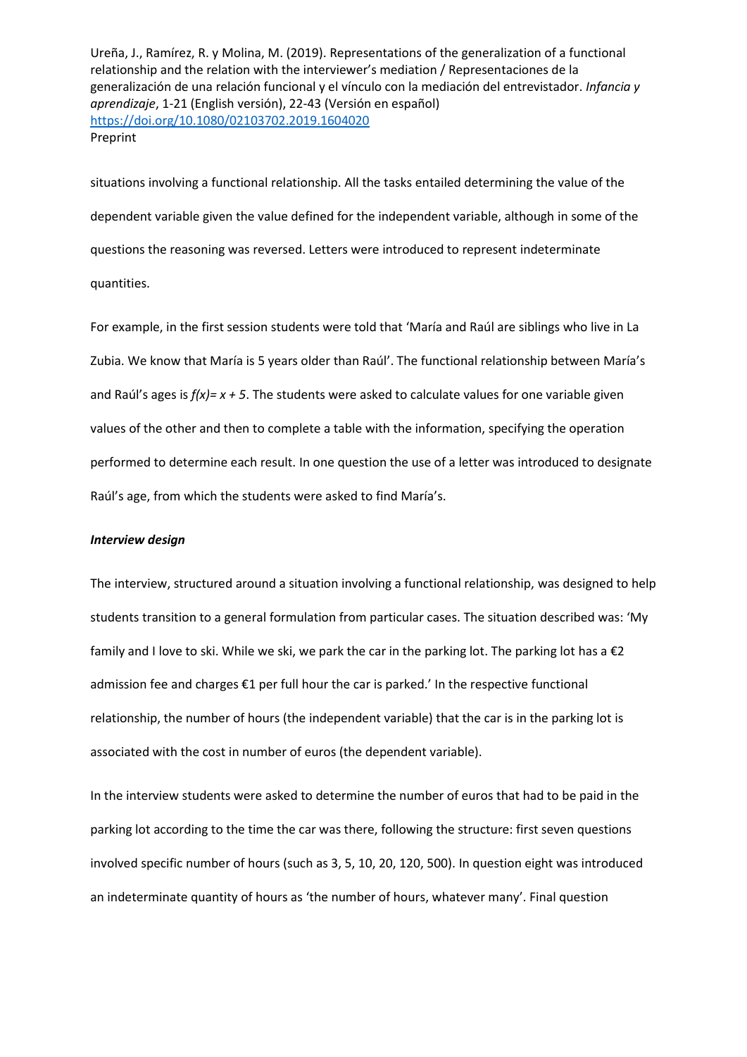situations involving a functional relationship. All the tasks entailed determining the value of the dependent variable given the value defined for the independent variable, although in some of the questions the reasoning was reversed. Letters were introduced to represent indeterminate quantities.

For example, in the first session students were told that 'María and Raúl are siblings who live in La Zubia. We know that María is 5 years older than Raúl'. The functional relationship between María's and Raúl's ages is $f(x)= x + 5$. The students were asked to calculate values for one variable given values of the other and then to complete a table with the information, specifying the operation performed to determine each result. In one question the use of a letter was introduced to designate Raúl's age, from which the students were asked to find María's.

***Interview design***

The interview, structured around a situation involving a functional relationship, was designed to help students transition to a general formulation from particular cases. The situation described was: 'My family and I love to ski. While we ski, we park the car in the parking lot. The parking lot has a €2 admission fee and charges €1 per full hour the car is parked.' In the respective functional relationship, the number of hours (the independent variable) that the car is in the parking lot is associated with the cost in number of euros (the dependent variable).

In the interview students were asked to determine the number of euros that had to be paid in the parking lot according to the time the car was there, following the structure: first seven questions involved specific number of hours (such as 3, 5, 10, 20, 120, 500). In question eight was introduced an indeterminate quantity of hours as 'the number of hours, whatever many'. Final question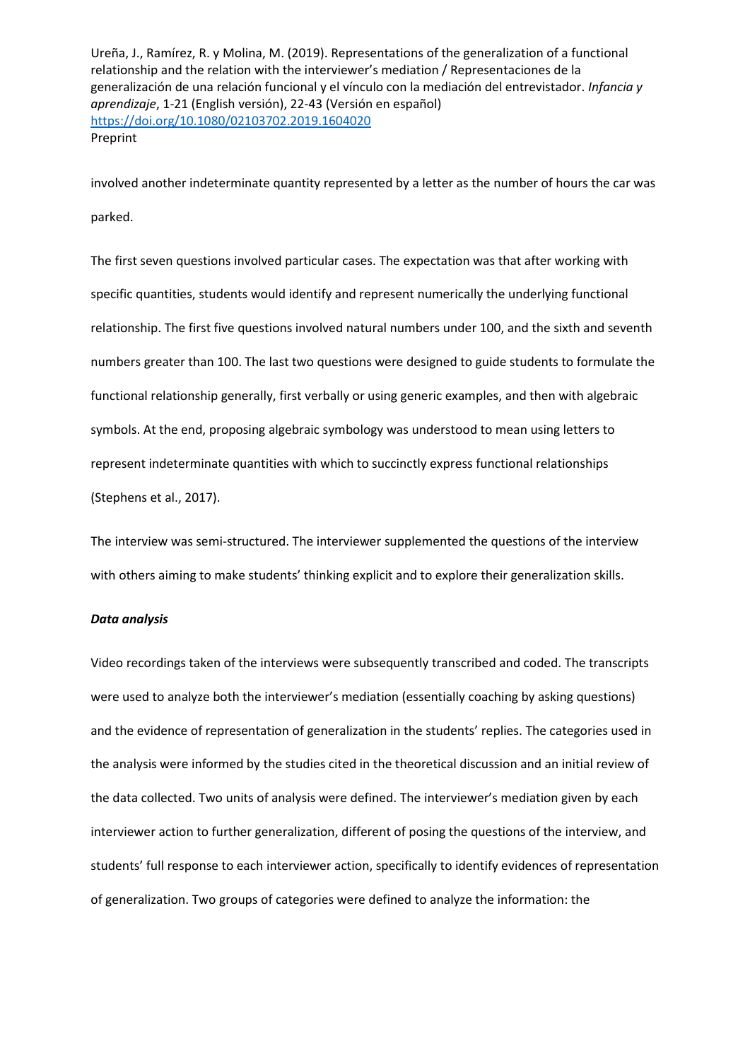involved another indeterminate quantity represented by a letter as the number of hours the car was parked.

The first seven questions involved particular cases. The expectation was that after working with specific quantities, students would identify and represent numerically the underlying functional relationship. The first five questions involved natural numbers under 100, and the sixth and seventh numbers greater than 100. The last two questions were designed to guide students to formulate the functional relationship generally, first verbally or using generic examples, and then with algebraic symbols. At the end, proposing algebraic symbology was understood to mean using letters to represent indeterminate quantities with which to succinctly express functional relationships (Stephens et al., 2017).

The interview was semi-structured. The interviewer supplemented the questions of the interview with others aiming to make students' thinking explicit and to explore their generalization skills.

***Data analysis***

Video recordings taken of the interviews were subsequently transcribed and coded. The transcripts were used to analyze both the interviewer's mediation (essentially coaching by asking questions) and the evidence of representation of generalization in the students' replies. The categories used in the analysis were informed by the studies cited in the theoretical discussion and an initial review of the data collected. Two units of analysis were defined. The interviewer's mediation given by each interviewer action to further generalization, different of posing the questions of the interview, and students' full response to each interviewer action, specifically to identify evidences of representation of generalization. Two groups of categories were defined to analyze the information: the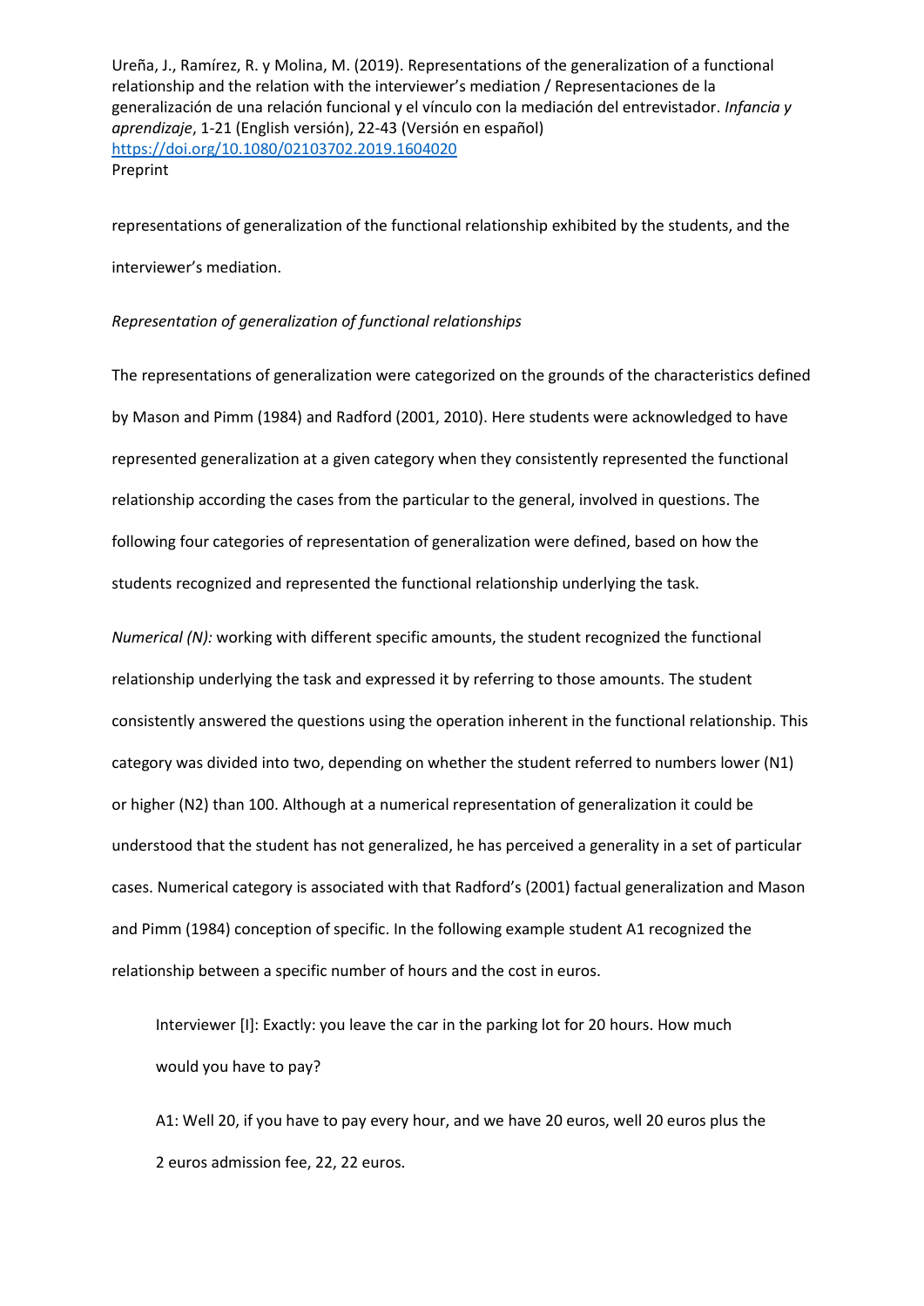representations of generalization of the functional relationship exhibited by the students, and the interviewer's mediation.

*Representation of generalization of functional relationships*

The representations of generalization were categorized on the grounds of the characteristics defined by Mason and Pimm (1984) and Radford (2001, 2010). Here students were acknowledged to have represented generalization at a given category when they consistently represented the functional relationship according the cases from the particular to the general, involved in questions. The following four categories of representation of generalization were defined, based on how the students recognized and represented the functional relationship underlying the task.

*Numerical (N):* working with different specific amounts, the student recognized the functional relationship underlying the task and expressed it by referring to those amounts. The student consistently answered the questions using the operation inherent in the functional relationship. This category was divided into two, depending on whether the student referred to numbers lower (N1) or higher (N2) than 100. Although at a numerical representation of generalization it could be understood that the student has not generalized, he has perceived a generality in a set of particular cases. Numerical category is associated with that Radford's (2001) factual generalization and Mason and Pimm (1984) conception of specific. In the following example student A1 recognized the relationship between a specific number of hours and the cost in euros.

> Interviewer [I]: Exactly: you leave the car in the parking lot for 20 hours. How much would you have to pay?
>
> A1: Well 20, if you have to pay every hour, and we have 20 euros, well 20 euros plus the 2 euros admission fee, 22, 22 euros.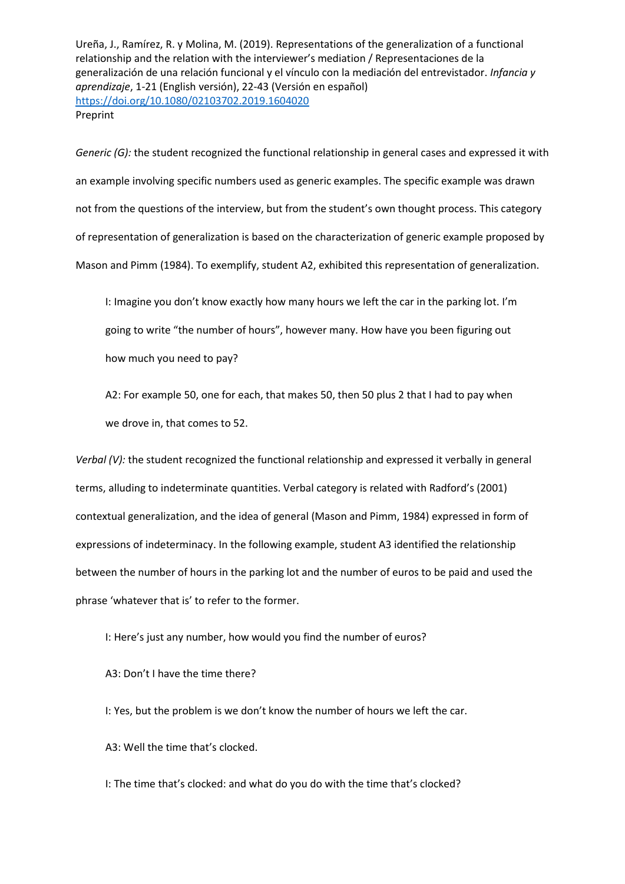*Generic (G):* the student recognized the functional relationship in general cases and expressed it with an example involving specific numbers used as generic examples. The specific example was drawn not from the questions of the interview, but from the student's own thought process. This category of representation of generalization is based on the characterization of generic example proposed by Mason and Pimm (1984). To exemplify, student A2, exhibited this representation of generalization.

> I: Imagine you don't know exactly how many hours we left the car in the parking lot. I'm going to write "the number of hours", however many. How have you been figuring out how much you need to pay?
>
> A2: For example 50, one for each, that makes 50, then 50 plus 2 that I had to pay when we drove in, that comes to 52.

*Verbal (V):* the student recognized the functional relationship and expressed it verbally in general terms, alluding to indeterminate quantities. Verbal category is related with Radford's (2001) contextual generalization, and the idea of general (Mason and Pimm, 1984) expressed in form of expressions of indeterminacy. In the following example, student A3 identified the relationship between the number of hours in the parking lot and the number of euros to be paid and used the phrase 'whatever that is' to refer to the former.

> I: Here's just any number, how would you find the number of euros?
>
> A3: Don't I have the time there?
>
> I: Yes, but the problem is we don't know the number of hours we left the car.
>
> A3: Well the time that's clocked.
>
> I: The time that's clocked: and what do you do with the time that's clocked?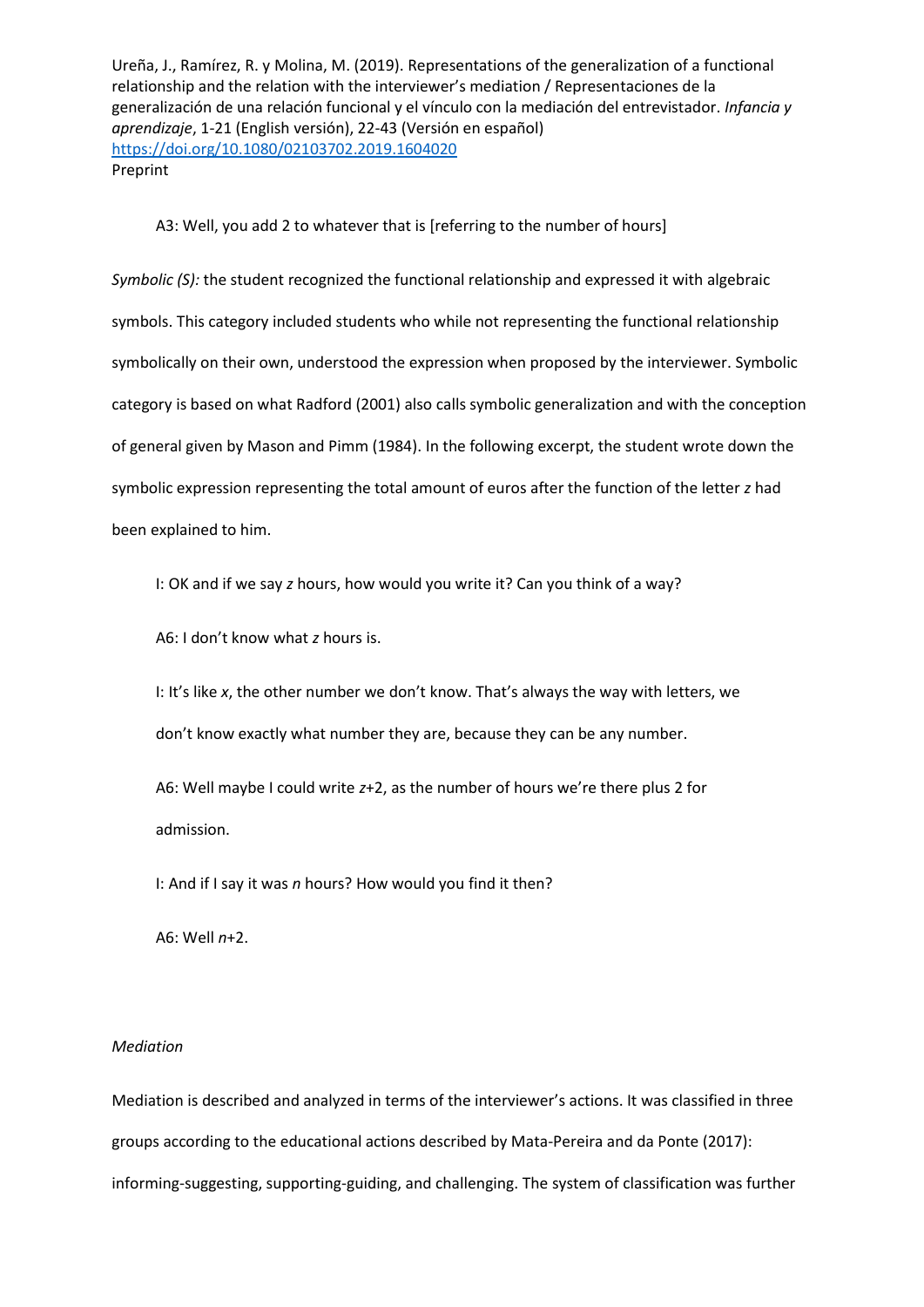A3: Well, you add 2 to whatever that is [referring to the number of hours]

*Symbolic (S):* the student recognized the functional relationship and expressed it with algebraic symbols. This category included students who while not representing the functional relationship symbolically on their own, understood the expression when proposed by the interviewer. Symbolic category is based on what Radford (2001) also calls symbolic generalization and with the conception of general given by Mason and Pimm (1984). In the following excerpt, the student wrote down the symbolic expression representing the total amount of euros after the function of the letter $z$ had been explained to him.

I: OK and if we say $z$ hours, how would you write it? Can you think of a way?

A6: I don't know what $z$ hours is.

I: It's like $x$, the other number we don't know. That's always the way with letters, we don't know exactly what number they are, because they can be any number.

A6: Well maybe I could write $z+2$, as the number of hours we're there plus 2 for admission.

I: And if I say it was $n$ hours? How would you find it then?

A6: Well $n+2$.

*Mediation*

Mediation is described and analyzed in terms of the interviewer's actions. It was classified in three groups according to the educational actions described by Mata-Pereira and da Ponte (2017): informing-suggesting, supporting-guiding, and challenging. The system of classification was further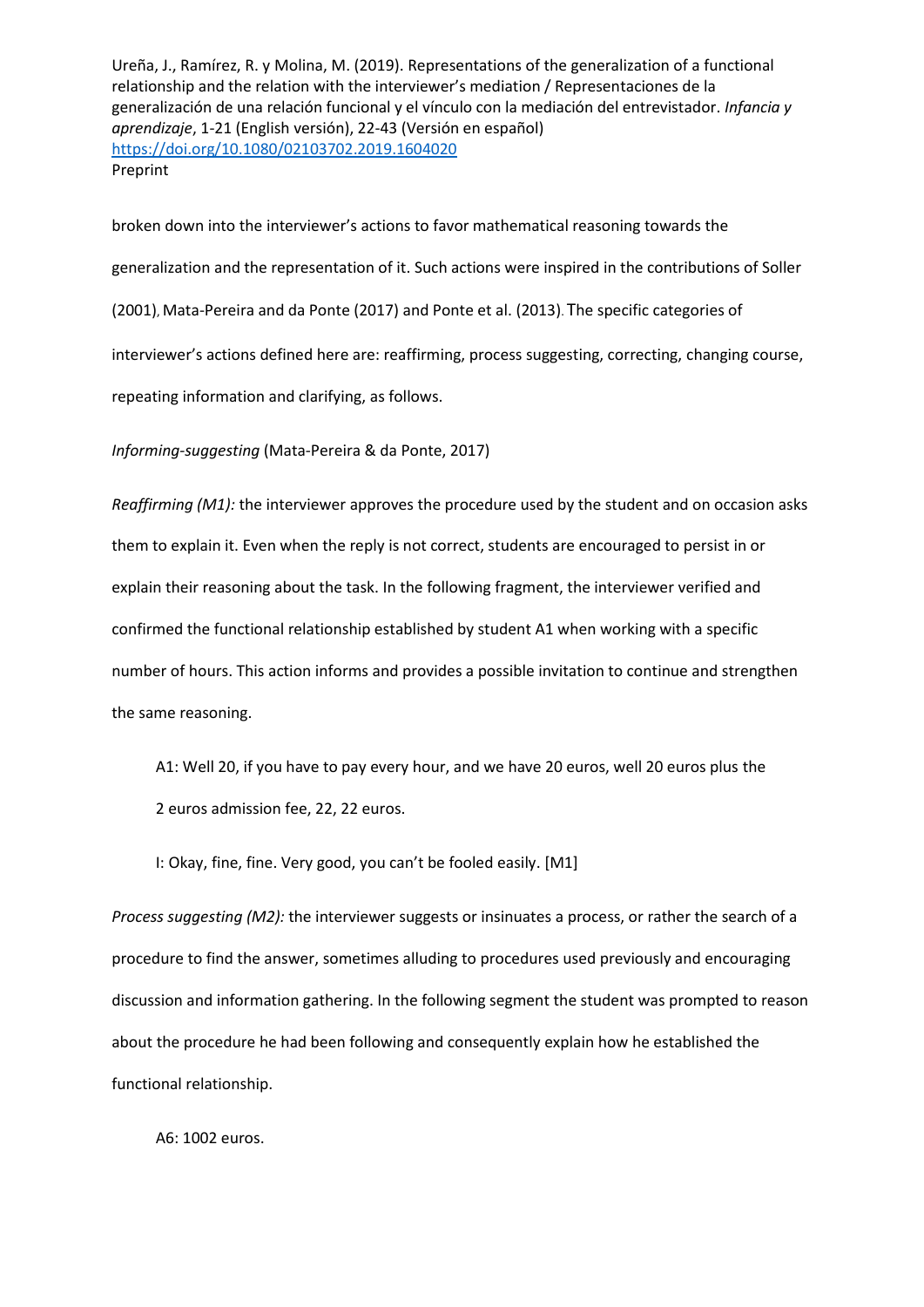broken down into the interviewer's actions to favor mathematical reasoning towards the generalization and the representation of it. Such actions were inspired in the contributions of Soller (2001), Mata-Pereira and da Ponte (2017) and Ponte et al. (2013). The specific categories of interviewer's actions defined here are: reaffirming, process suggesting, correcting, changing course, repeating information and clarifying, as follows.

*Informing-suggesting* (Mata-Pereira & da Ponte, 2017)

*Reaffirming (M1):* the interviewer approves the procedure used by the student and on occasion asks them to explain it. Even when the reply is not correct, students are encouraged to persist in or explain their reasoning about the task. In the following fragment, the interviewer verified and confirmed the functional relationship established by student A1 when working with a specific number of hours. This action informs and provides a possible invitation to continue and strengthen the same reasoning.

> A1: Well 20, if you have to pay every hour, and we have 20 euros, well 20 euros plus the 2 euros admission fee, 22, 22 euros.
>
> I: Okay, fine, fine. Very good, you can't be fooled easily. [M1]

*Process suggesting (M2):* the interviewer suggests or insinuates a process, or rather the search of a procedure to find the answer, sometimes alluding to procedures used previously and encouraging discussion and information gathering. In the following segment the student was prompted to reason about the procedure he had been following and consequently explain how he established the functional relationship.

> A6: 1002 euros.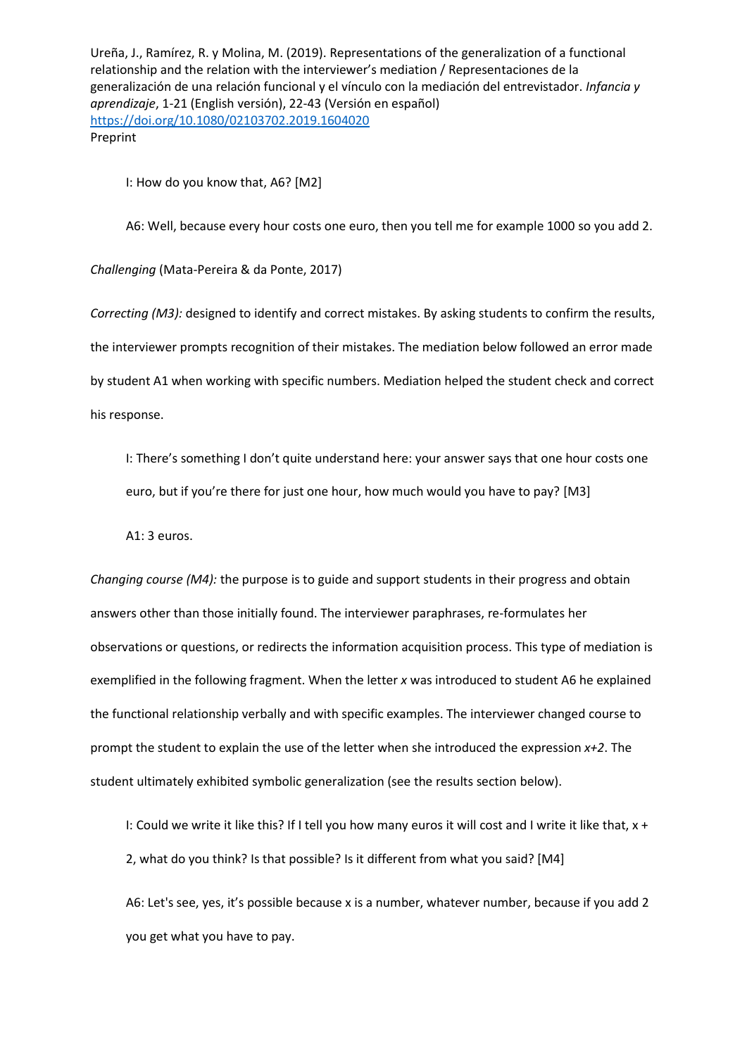I: How do you know that, A6? [M2]

A6: Well, because every hour costs one euro, then you tell me for example 1000 so you add 2.

*Challenging* (Mata-Pereira & da Ponte, 2017)

*Correcting (M3):* designed to identify and correct mistakes. By asking students to confirm the results, the interviewer prompts recognition of their mistakes. The mediation below followed an error made by student A1 when working with specific numbers. Mediation helped the student check and correct his response.

I: There's something I don't quite understand here: your answer says that one hour costs one euro, but if you're there for just one hour, how much would you have to pay? [M3]

A1: 3 euros.

*Changing course (M4):* the purpose is to guide and support students in their progress and obtain answers other than those initially found. The interviewer paraphrases, re-formulates her observations or questions, or redirects the information acquisition process. This type of mediation is exemplified in the following fragment. When the letter $x$ was introduced to student A6 he explained the functional relationship verbally and with specific examples. The interviewer changed course to prompt the student to explain the use of the letter when she introduced the expression $x+2$. The student ultimately exhibited symbolic generalization (see the results section below).

I: Could we write it like this? If I tell you how many euros it will cost and I write it like that, $x + 2$, what do you think? Is that possible? Is it different from what you said? [M4]

A6: Let's see, yes, it's possible because x is a number, whatever number, because if you add 2 you get what you have to pay.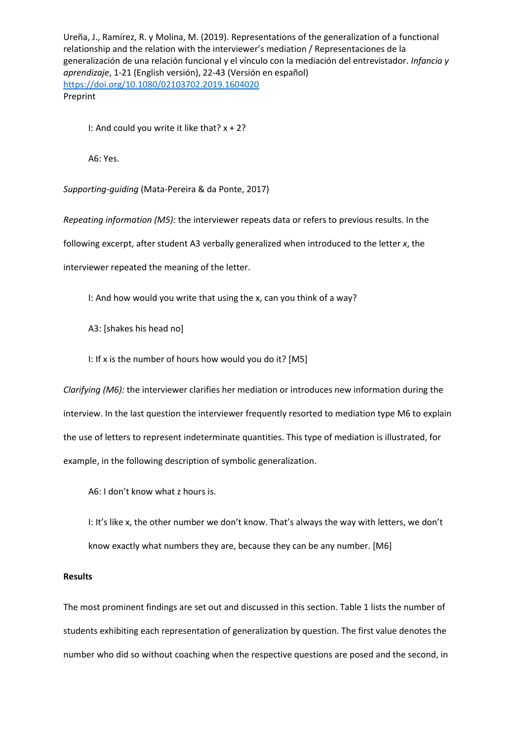I: And could you write it like that? $x + 2$?

A6: Yes.

*Supporting-guiding* (Mata-Pereira & da Ponte, 2017)

*Repeating information (M5):* the interviewer repeats data or refers to previous results. In the following excerpt, after student A3 verbally generalized when introduced to the letter *x*, the interviewer repeated the meaning of the letter.

I: And how would you write that using the x, can you think of a way?

A3: [shakes his head no]

I: If x is the number of hours how would you do it? [M5]

*Clarifying (M6):* the interviewer clarifies her mediation or introduces new information during the interview. In the last question the interviewer frequently resorted to mediation type M6 to explain the use of letters to represent indeterminate quantities. This type of mediation is illustrated, for example, in the following description of symbolic generalization.

A6: I don't know what z hours is.

I: It's like x, the other number we don't know. That's always the way with letters, we don't know exactly what numbers they are, because they can be any number. [M6]

**Results**

The most prominent findings are set out and discussed in this section. Table 1 lists the number of students exhibiting each representation of generalization by question. The first value denotes the number who did so without coaching when the respective questions are posed and the second, in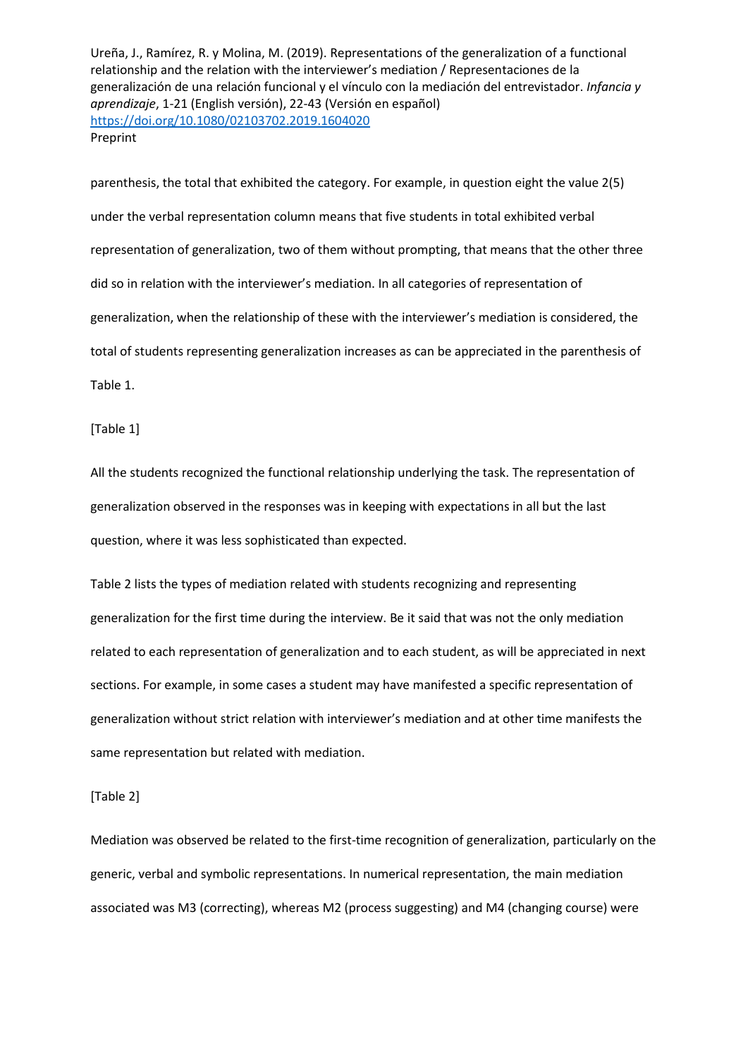parenthesis, the total that exhibited the category. For example, in question eight the value 2(5) under the verbal representation column means that five students in total exhibited verbal representation of generalization, two of them without prompting, that means that the other three did so in relation with the interviewer's mediation. In all categories of representation of generalization, when the relationship of these with the interviewer's mediation is considered, the total of students representing generalization increases as can be appreciated in the parenthesis of Table 1.

[Table 1]

All the students recognized the functional relationship underlying the task. The representation of generalization observed in the responses was in keeping with expectations in all but the last question, where it was less sophisticated than expected.

Table 2 lists the types of mediation related with students recognizing and representing generalization for the first time during the interview. Be it said that was not the only mediation related to each representation of generalization and to each student, as will be appreciated in next sections. For example, in some cases a student may have manifested a specific representation of generalization without strict relation with interviewer's mediation and at other time manifests the same representation but related with mediation.

[Table 2]

Mediation was observed be related to the first-time recognition of generalization, particularly on the generic, verbal and symbolic representations. In numerical representation, the main mediation associated was M3 (correcting), whereas M2 (process suggesting) and M4 (changing course) were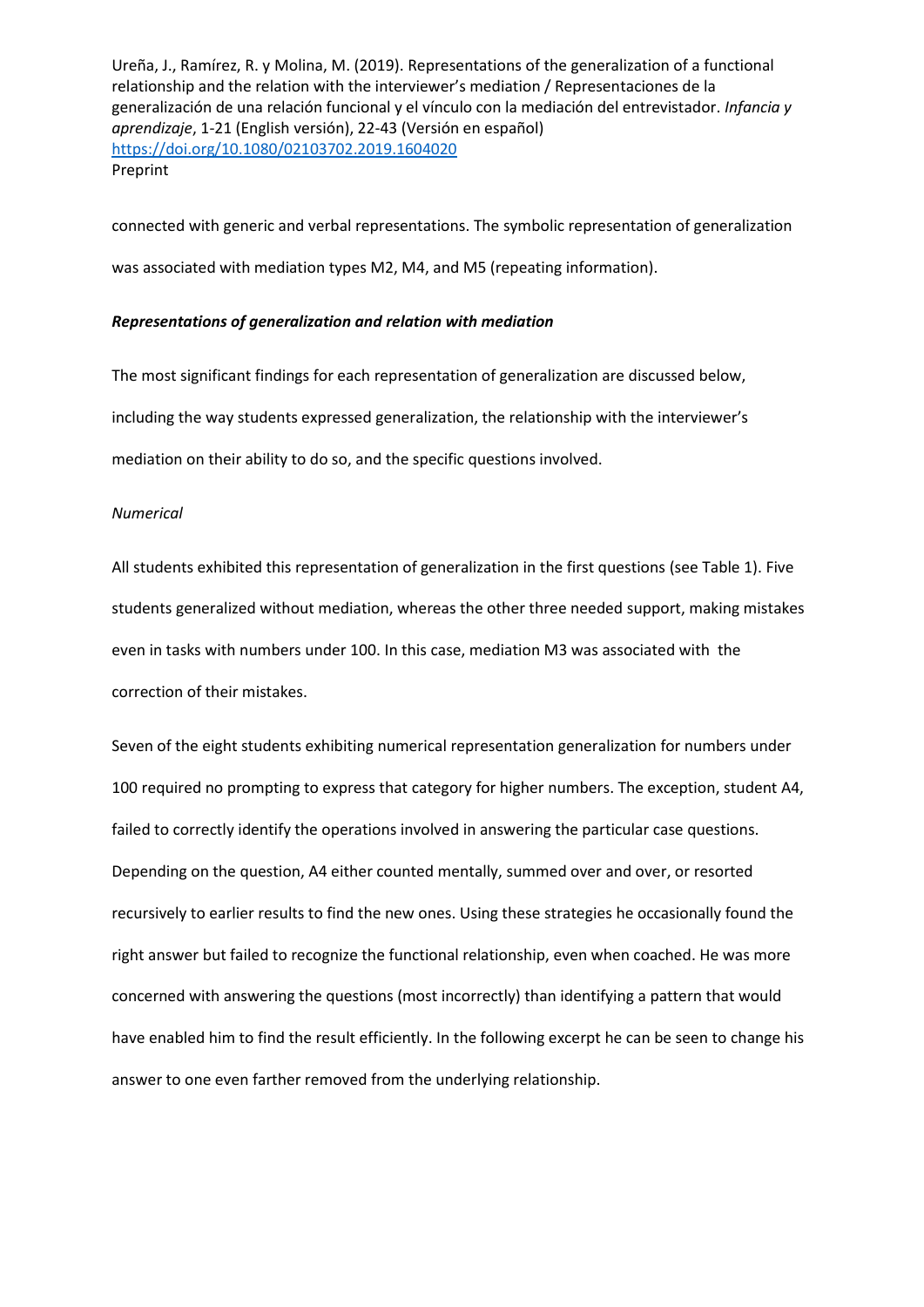connected with generic and verbal representations. The symbolic representation of generalization was associated with mediation types M2, M4, and M5 (repeating information).

***Representations of generalization and relation with mediation***

The most significant findings for each representation of generalization are discussed below, including the way students expressed generalization, the relationship with the interviewer's mediation on their ability to do so, and the specific questions involved.

*Numerical*

All students exhibited this representation of generalization in the first questions (see Table 1). Five students generalized without mediation, whereas the other three needed support, making mistakes even in tasks with numbers under 100. In this case, mediation M3 was associated with the correction of their mistakes.

Seven of the eight students exhibiting numerical representation generalization for numbers under 100 required no prompting to express that category for higher numbers. The exception, student A4, failed to correctly identify the operations involved in answering the particular case questions. Depending on the question, A4 either counted mentally, summed over and over, or resorted recursively to earlier results to find the new ones. Using these strategies he occasionally found the right answer but failed to recognize the functional relationship, even when coached. He was more concerned with answering the questions (most incorrectly) than identifying a pattern that would have enabled him to find the result efficiently. In the following excerpt he can be seen to change his answer to one even farther removed from the underlying relationship.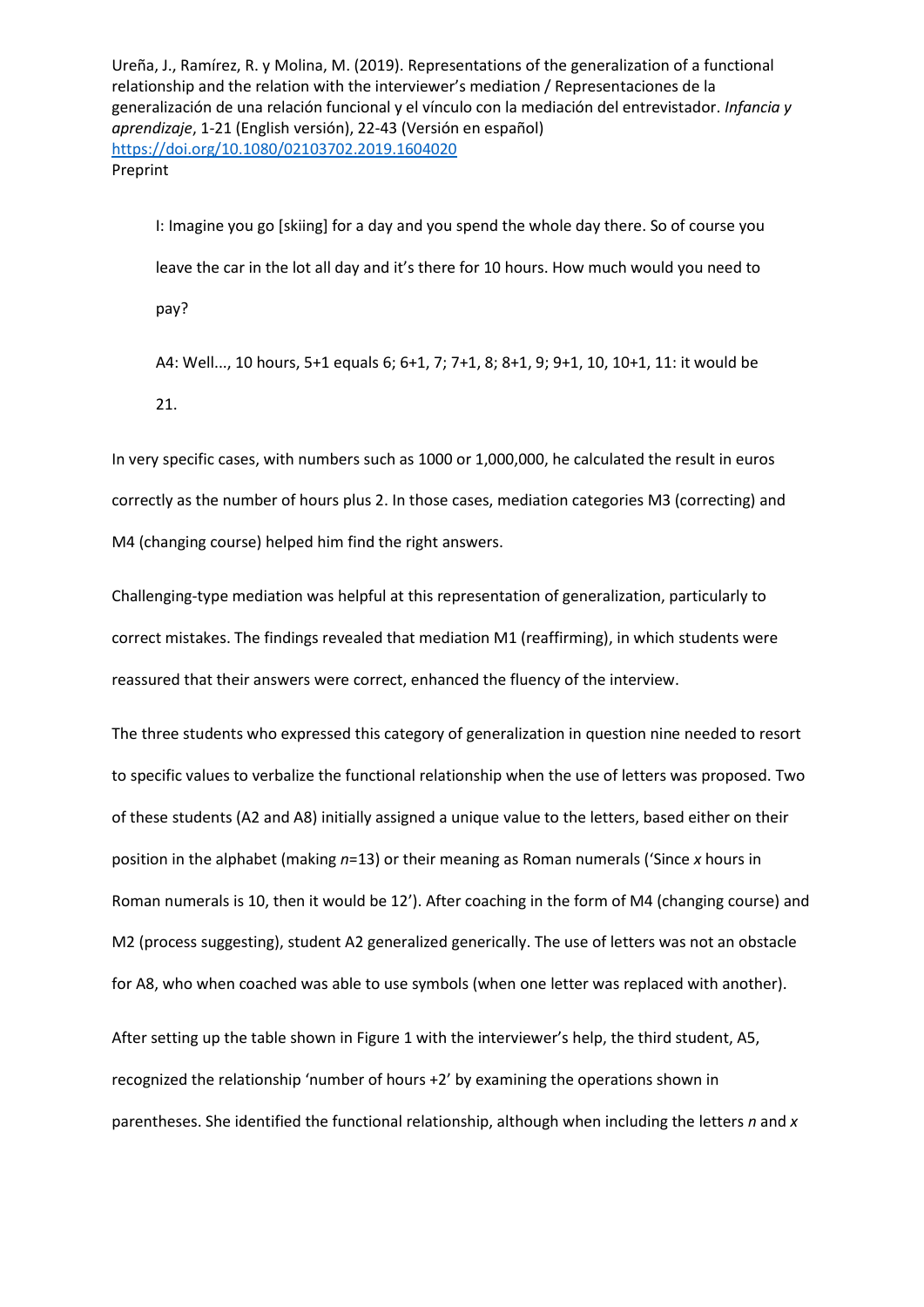> I: Imagine you go [skiing] for a day and you spend the whole day there. So of course you leave the car in the lot all day and it's there for 10 hours. How much would you need to pay?
>
> A4: Well..., 10 hours, 5+1 equals 6; 6+1, 7; 7+1, 8; 8+1, 9; 9+1, 10, 10+1, 11: it would be 21.

In very specific cases, with numbers such as 1000 or 1,000,000, he calculated the result in euros correctly as the number of hours plus 2. In those cases, mediation categories M3 (correcting) and M4 (changing course) helped him find the right answers.

Challenging-type mediation was helpful at this representation of generalization, particularly to correct mistakes. The findings revealed that mediation M1 (reaffirming), in which students were reassured that their answers were correct, enhanced the fluency of the interview.

The three students who expressed this category of generalization in question nine needed to resort to specific values to verbalize the functional relationship when the use of letters was proposed. Two of these students (A2 and A8) initially assigned a unique value to the letters, based either on their position in the alphabet (making $n$=13) or their meaning as Roman numerals ('Since $x$ hours in Roman numerals is 10, then it would be 12'). After coaching in the form of M4 (changing course) and M2 (process suggesting), student A2 generalized generically. The use of letters was not an obstacle for A8, who when coached was able to use symbols (when one letter was replaced with another).

After setting up the table shown in Figure 1 with the interviewer's help, the third student, A5, recognized the relationship 'number of hours +2' by examining the operations shown in parentheses. She identified the functional relationship, although when including the letters $n$ and $x$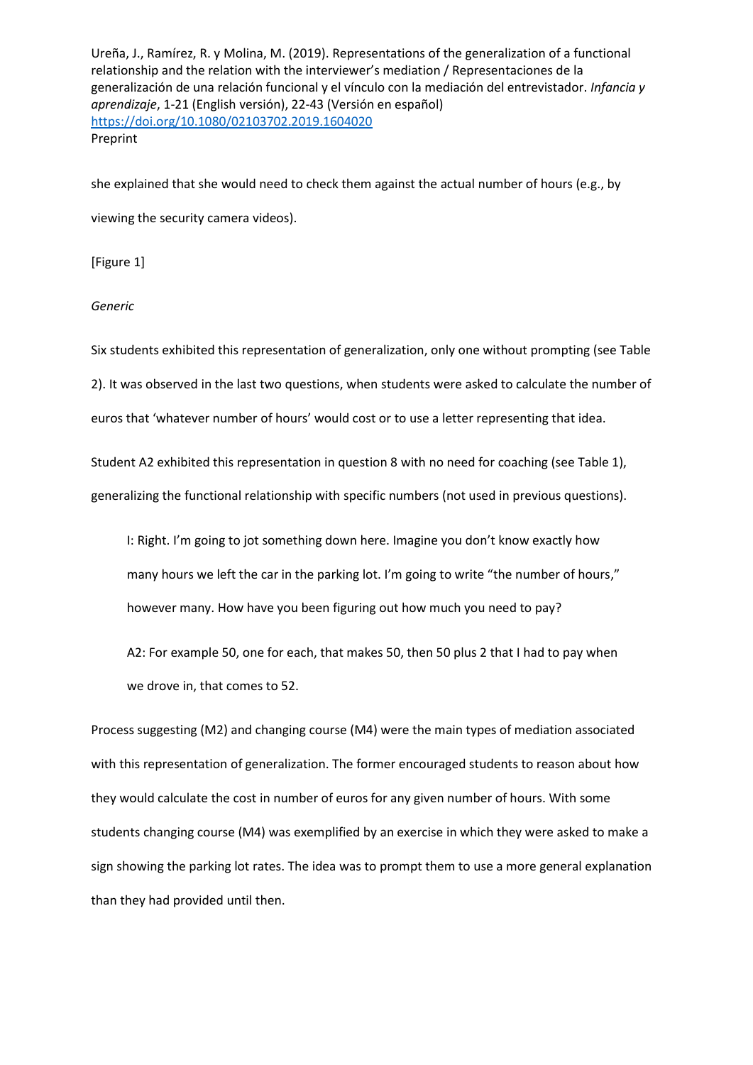she explained that she would need to check them against the actual number of hours (e.g., by viewing the security camera videos).

[Figure 1]

*Generic*

Six students exhibited this representation of generalization, only one without prompting (see Table 2). It was observed in the last two questions, when students were asked to calculate the number of euros that 'whatever number of hours' would cost or to use a letter representing that idea.

Student A2 exhibited this representation in question 8 with no need for coaching (see Table 1), generalizing the functional relationship with specific numbers (not used in previous questions).

> I: Right. I'm going to jot something down here. Imagine you don't know exactly how many hours we left the car in the parking lot. I'm going to write "the number of hours," however many. How have you been figuring out how much you need to pay?
>
> A2: For example 50, one for each, that makes 50, then 50 plus 2 that I had to pay when we drove in, that comes to 52.

Process suggesting (M2) and changing course (M4) were the main types of mediation associated with this representation of generalization. The former encouraged students to reason about how they would calculate the cost in number of euros for any given number of hours. With some students changing course (M4) was exemplified by an exercise in which they were asked to make a sign showing the parking lot rates. The idea was to prompt them to use a more general explanation than they had provided until then.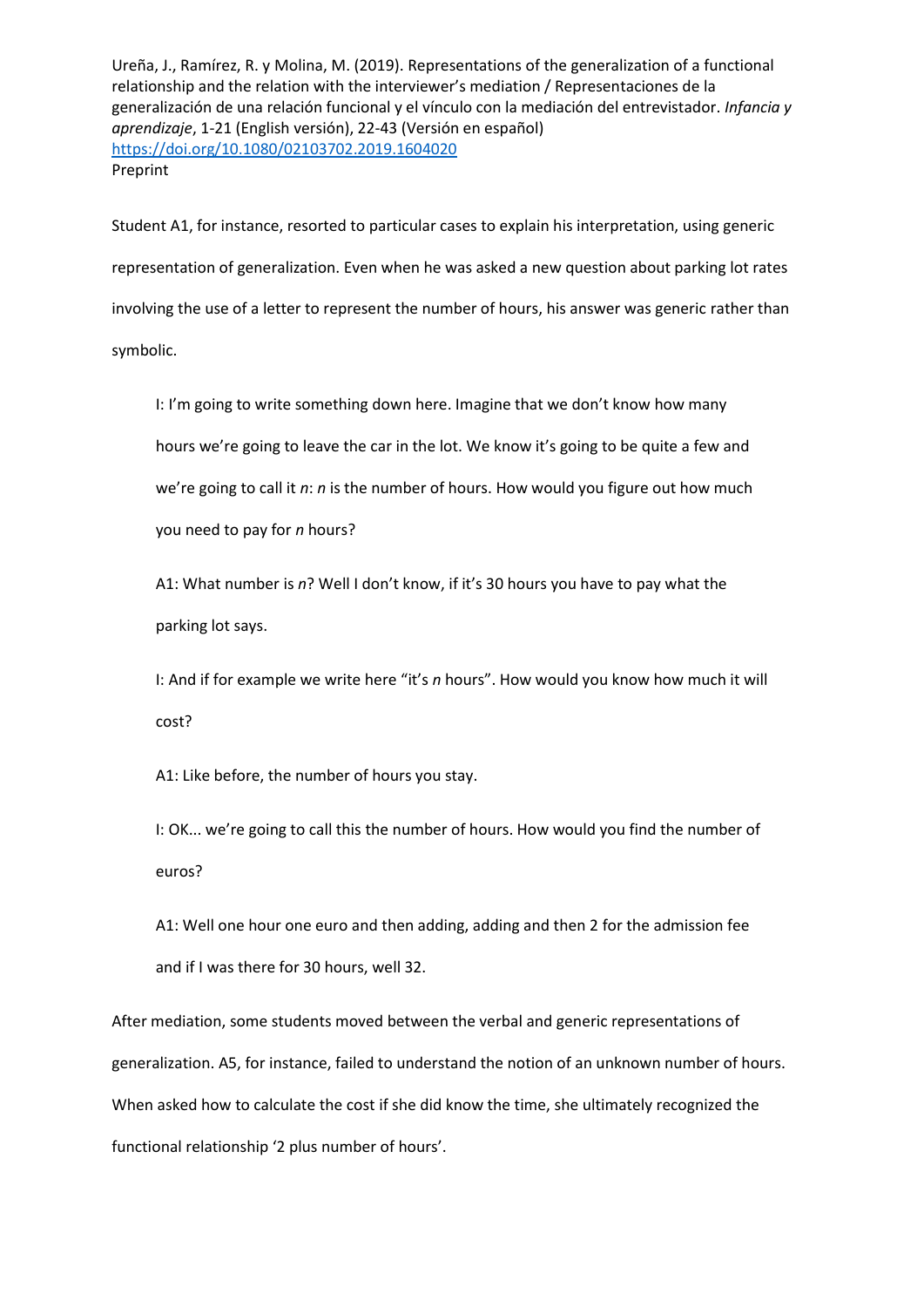Student A1, for instance, resorted to particular cases to explain his interpretation, using generic representation of generalization. Even when he was asked a new question about parking lot rates involving the use of a letter to represent the number of hours, his answer was generic rather than symbolic.

> I: I'm going to write something down here. Imagine that we don't know how many hours we're going to leave the car in the lot. We know it's going to be quite a few and we're going to call it *n*: *n* is the number of hours. How would you figure out how much you need to pay for *n* hours?
>
> A1: What number is *n*? Well I don't know, if it's 30 hours you have to pay what the parking lot says.
>
> I: And if for example we write here "it's *n* hours". How would you know how much it will cost?
>
> A1: Like before, the number of hours you stay.
>
> I: OK... we're going to call this the number of hours. How would you find the number of euros?
>
> A1: Well one hour one euro and then adding, adding and then 2 for the admission fee and if I was there for 30 hours, well 32.

After mediation, some students moved between the verbal and generic representations of generalization. A5, for instance, failed to understand the notion of an unknown number of hours. When asked how to calculate the cost if she did know the time, she ultimately recognized the functional relationship '2 plus number of hours'.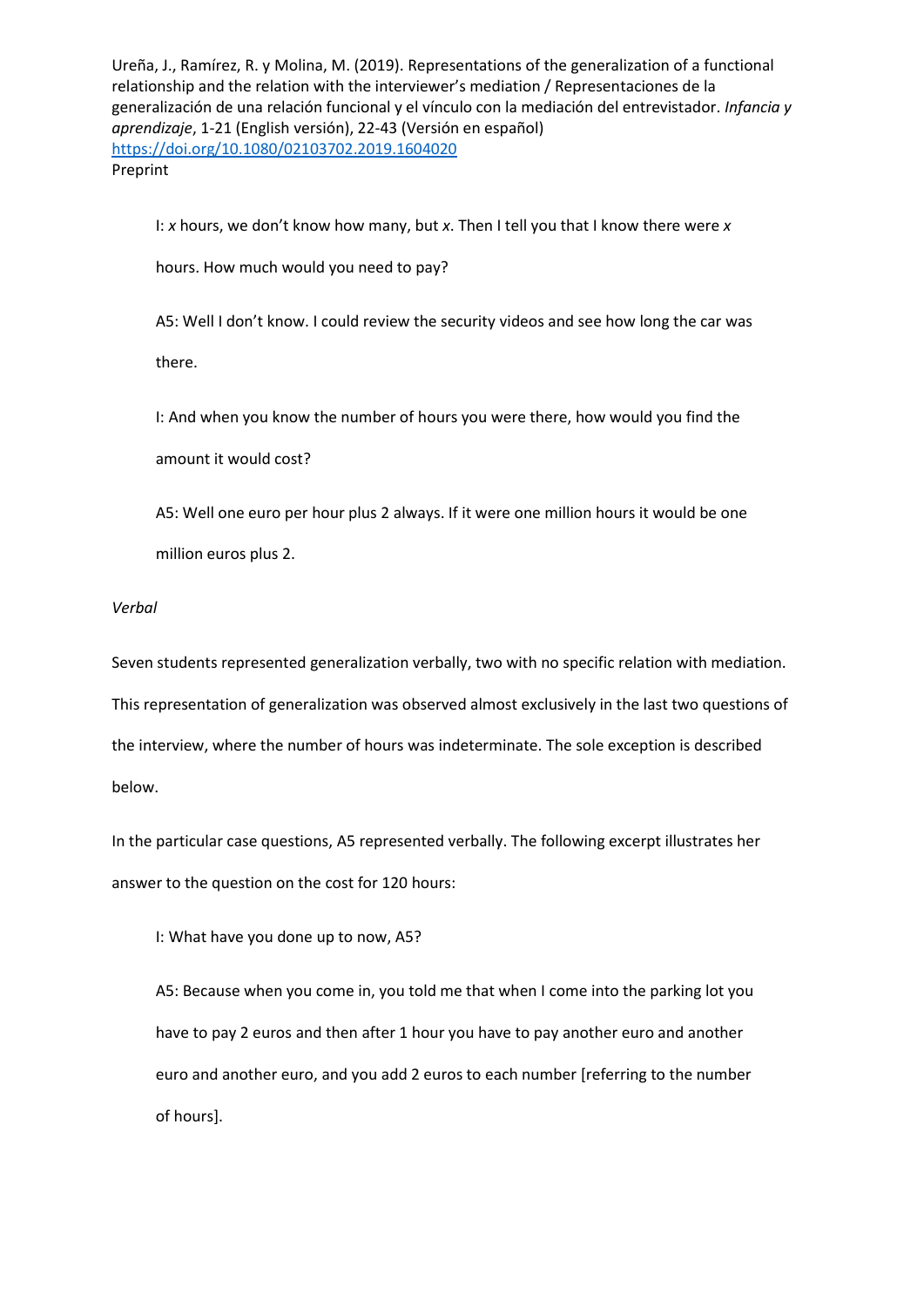> I: $x$ hours, we don't know how many, but $x$. Then I tell you that I know there were $x$ hours. How much would you need to pay?
>
> A5: Well I don't know. I could review the security videos and see how long the car was there.
>
> I: And when you know the number of hours you were there, how would you find the amount it would cost?
>
> A5: Well one euro per hour plus 2 always. If it were one million hours it would be one million euros plus 2.

*Verbal*

Seven students represented generalization verbally, two with no specific relation with mediation. This representation of generalization was observed almost exclusively in the last two questions of the interview, where the number of hours was indeterminate. The sole exception is described below.

In the particular case questions, A5 represented verbally. The following excerpt illustrates her answer to the question on the cost for 120 hours:

> I: What have you done up to now, A5?
>
> A5: Because when you come in, you told me that when I come into the parking lot you have to pay 2 euros and then after 1 hour you have to pay another euro and another euro and another euro, and you add 2 euros to each number [referring to the number of hours].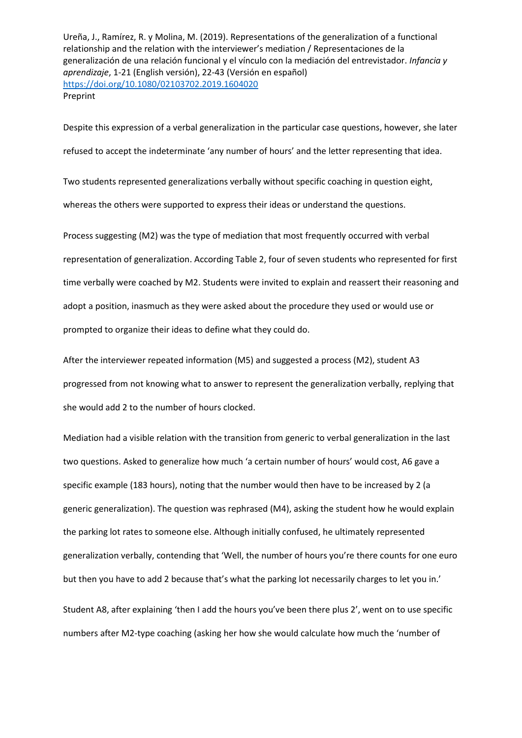Despite this expression of a verbal generalization in the particular case questions, however, she later refused to accept the indeterminate 'any number of hours' and the letter representing that idea.

Two students represented generalizations verbally without specific coaching in question eight, whereas the others were supported to express their ideas or understand the questions.

Process suggesting (M2) was the type of mediation that most frequently occurred with verbal representation of generalization. According Table 2, four of seven students who represented for first time verbally were coached by M2. Students were invited to explain and reassert their reasoning and adopt a position, inasmuch as they were asked about the procedure they used or would use or prompted to organize their ideas to define what they could do.

After the interviewer repeated information (M5) and suggested a process (M2), student A3 progressed from not knowing what to answer to represent the generalization verbally, replying that she would add 2 to the number of hours clocked.

Mediation had a visible relation with the transition from generic to verbal generalization in the last two questions. Asked to generalize how much 'a certain number of hours' would cost, A6 gave a specific example (183 hours), noting that the number would then have to be increased by 2 (a generic generalization). The question was rephrased (M4), asking the student how he would explain the parking lot rates to someone else. Although initially confused, he ultimately represented generalization verbally, contending that 'Well, the number of hours you're there counts for one euro but then you have to add 2 because that's what the parking lot necessarily charges to let you in.'

Student A8, after explaining 'then I add the hours you've been there plus 2', went on to use specific numbers after M2-type coaching (asking her how she would calculate how much the 'number of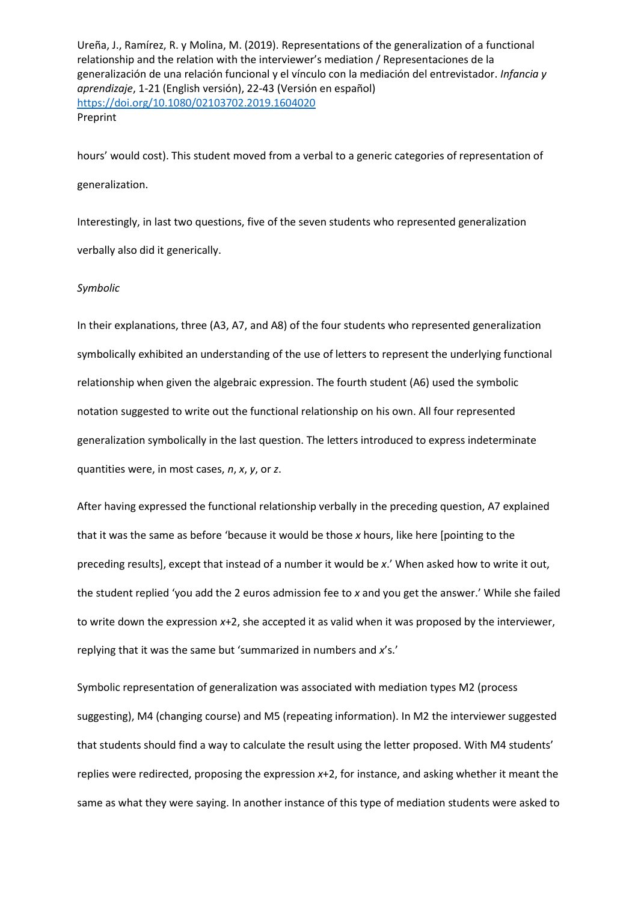hours' would cost). This student moved from a verbal to a generic categories of representation of generalization.

Interestingly, in last two questions, five of the seven students who represented generalization verbally also did it generically.

*Symbolic*

In their explanations, three (A3, A7, and A8) of the four students who represented generalization symbolically exhibited an understanding of the use of letters to represent the underlying functional relationship when given the algebraic expression. The fourth student (A6) used the symbolic notation suggested to write out the functional relationship on his own. All four represented generalization symbolically in the last question. The letters introduced to express indeterminate quantities were, in most cases, $n$, $x$, $y$, or $z$.

After having expressed the functional relationship verbally in the preceding question, A7 explained that it was the same as before 'because it would be those $x$ hours, like here [pointing to the preceding results], except that instead of a number it would be $x$.' When asked how to write it out, the student replied 'you add the 2 euros admission fee to $x$ and you get the answer.' While she failed to write down the expression $x$+2, she accepted it as valid when it was proposed by the interviewer, replying that it was the same but 'summarized in numbers and $x$'s.'

Symbolic representation of generalization was associated with mediation types M2 (process suggesting), M4 (changing course) and M5 (repeating information). In M2 the interviewer suggested that students should find a way to calculate the result using the letter proposed. With M4 students' replies were redirected, proposing the expression $x$+2, for instance, and asking whether it meant the same as what they were saying. In another instance of this type of mediation students were asked to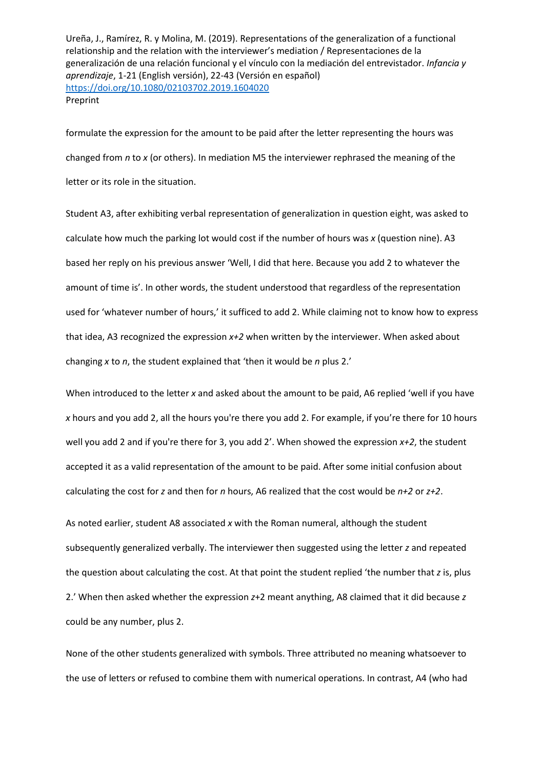formulate the expression for the amount to be paid after the letter representing the hours was changed from $n$ to $x$ (or others). In mediation M5 the interviewer rephrased the meaning of the letter or its role in the situation.

Student A3, after exhibiting verbal representation of generalization in question eight, was asked to calculate how much the parking lot would cost if the number of hours was $x$ (question nine). A3 based her reply on his previous answer 'Well, I did that here. Because you add 2 to whatever the amount of time is'. In other words, the student understood that regardless of the representation used for 'whatever number of hours,' it sufficed to add 2. While claiming not to know how to express that idea, A3 recognized the expression $x+2$ when written by the interviewer. When asked about changing $x$ to $n$, the student explained that 'then it would be $n$ plus 2.'

When introduced to the letter $x$ and asked about the amount to be paid, A6 replied 'well if you have $x$ hours and you add 2, all the hours you're there you add 2. For example, if you're there for 10 hours well you add 2 and if you're there for 3, you add 2'. When showed the expression $x+2$, the student accepted it as a valid representation of the amount to be paid. After some initial confusion about calculating the cost for $z$ and then for $n$ hours, A6 realized that the cost would be $n+2$ or $z+2$.

As noted earlier, student A8 associated $x$ with the Roman numeral, although the student subsequently generalized verbally. The interviewer then suggested using the letter $z$ and repeated the question about calculating the cost. At that point the student replied 'the number that $z$ is, plus 2.' When then asked whether the expression $z+2$ meant anything, A8 claimed that it did because $z$ could be any number, plus 2.

None of the other students generalized with symbols. Three attributed no meaning whatsoever to the use of letters or refused to combine them with numerical operations. In contrast, A4 (who had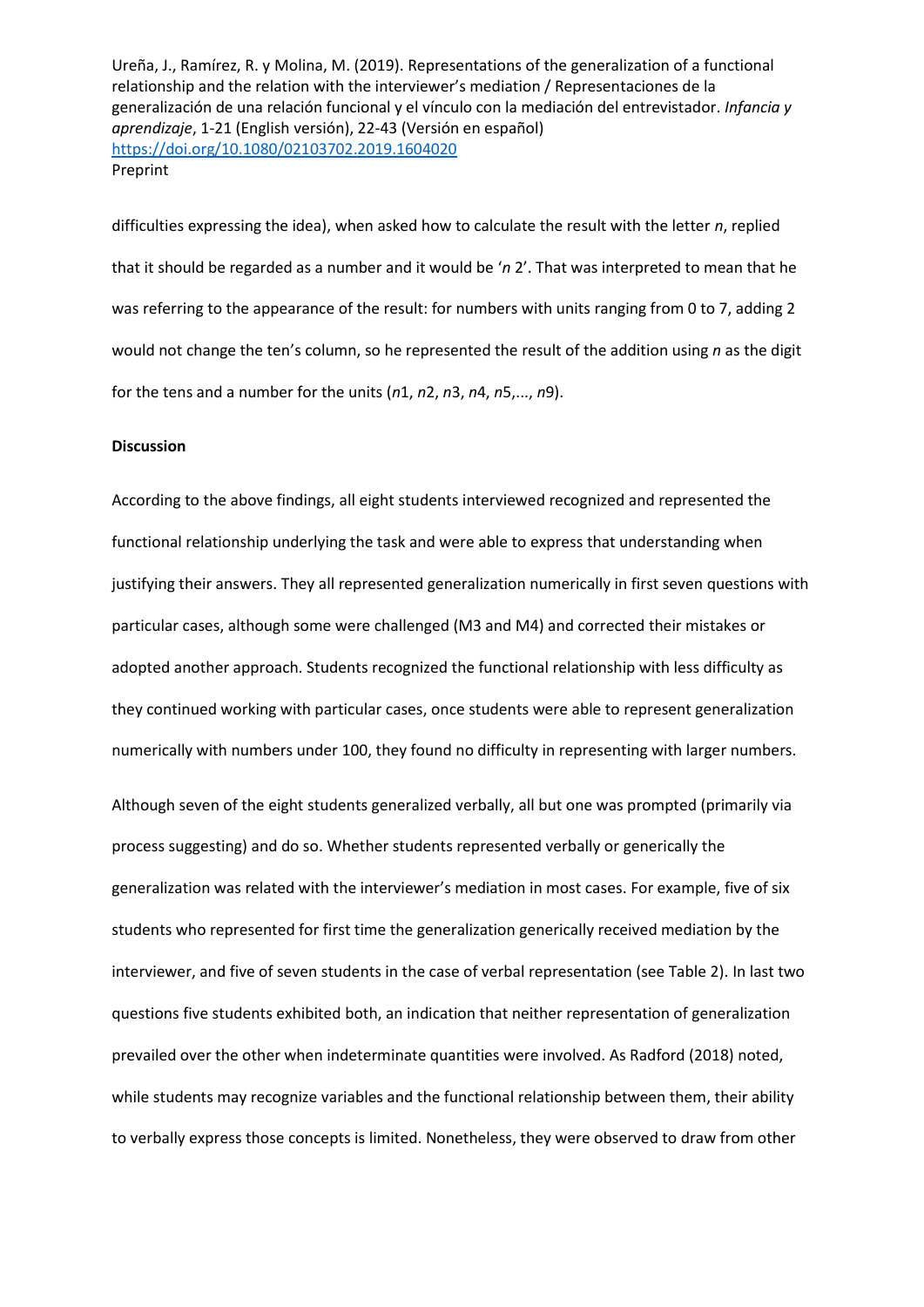difficulties expressing the idea), when asked how to calculate the result with the letter *n*, replied that it should be regarded as a number and it would be '*n* 2'. That was interpreted to mean that he was referring to the appearance of the result: for numbers with units ranging from 0 to 7, adding 2 would not change the ten's column, so he represented the result of the addition using *n* as the digit for the tens and a number for the units (*n*1, *n*2, *n*3, *n*4, *n*5,..., *n*9).

**Discussion**

According to the above findings, all eight students interviewed recognized and represented the functional relationship underlying the task and were able to express that understanding when justifying their answers. They all represented generalization numerically in first seven questions with particular cases, although some were challenged (M3 and M4) and corrected their mistakes or adopted another approach. Students recognized the functional relationship with less difficulty as they continued working with particular cases, once students were able to represent generalization numerically with numbers under 100, they found no difficulty in representing with larger numbers.

Although seven of the eight students generalized verbally, all but one was prompted (primarily via process suggesting) and do so. Whether students represented verbally or generically the generalization was related with the interviewer's mediation in most cases. For example, five of six students who represented for first time the generalization generically received mediation by the interviewer, and five of seven students in the case of verbal representation (see Table 2). In last two questions five students exhibited both, an indication that neither representation of generalization prevailed over the other when indeterminate quantities were involved. As Radford (2018) noted, while students may recognize variables and the functional relationship between them, their ability to verbally express those concepts is limited. Nonetheless, they were observed to draw from other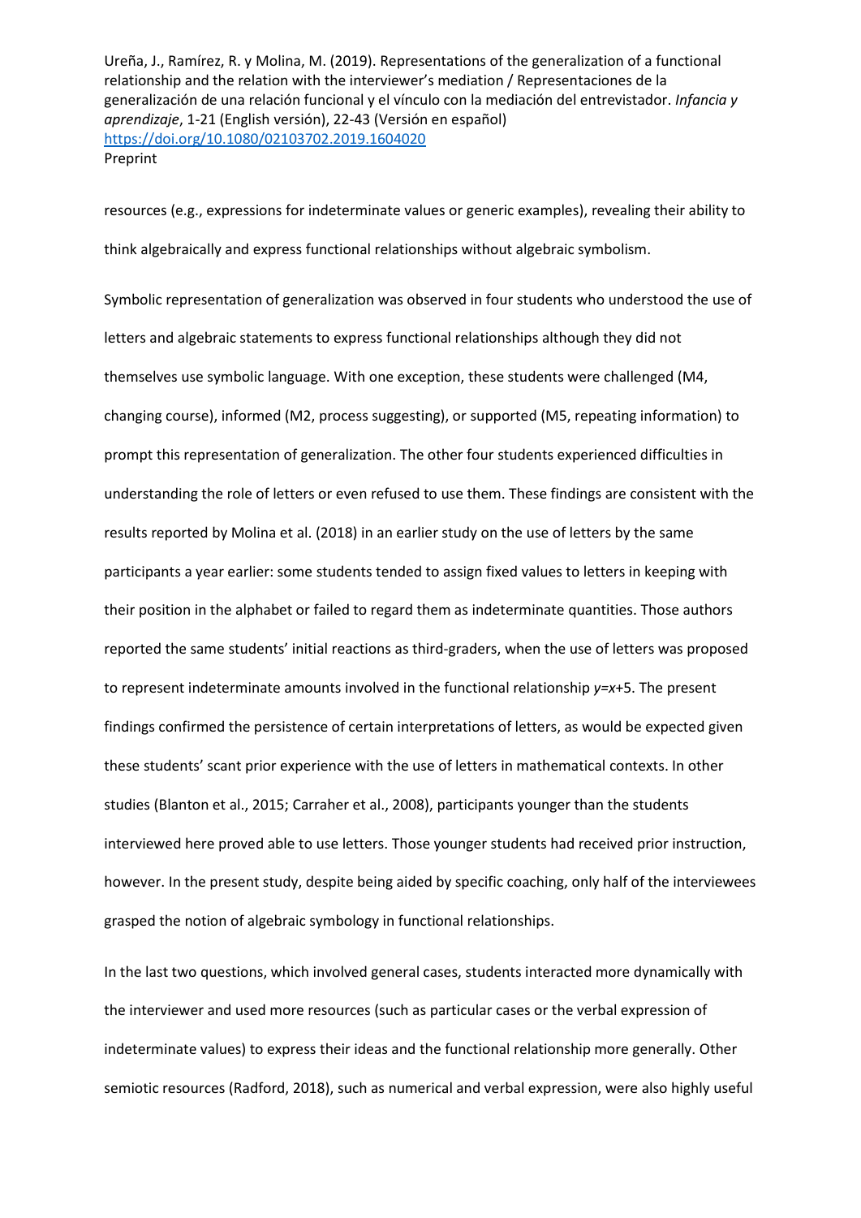resources (e.g., expressions for indeterminate values or generic examples), revealing their ability to think algebraically and express functional relationships without algebraic symbolism.

Symbolic representation of generalization was observed in four students who understood the use of letters and algebraic statements to express functional relationships although they did not themselves use symbolic language. With one exception, these students were challenged (M4, changing course), informed (M2, process suggesting), or supported (M5, repeating information) to prompt this representation of generalization. The other four students experienced difficulties in understanding the role of letters or even refused to use them. These findings are consistent with the results reported by Molina et al. (2018) in an earlier study on the use of letters by the same participants a year earlier: some students tended to assign fixed values to letters in keeping with their position in the alphabet or failed to regard them as indeterminate quantities. Those authors reported the same students' initial reactions as third-graders, when the use of letters was proposed to represent indeterminate amounts involved in the functional relationship $y=x+5$. The present findings confirmed the persistence of certain interpretations of letters, as would be expected given these students' scant prior experience with the use of letters in mathematical contexts. In other studies (Blanton et al., 2015; Carraher et al., 2008), participants younger than the students interviewed here proved able to use letters. Those younger students had received prior instruction, however. In the present study, despite being aided by specific coaching, only half of the interviewees grasped the notion of algebraic symbology in functional relationships.

In the last two questions, which involved general cases, students interacted more dynamically with the interviewer and used more resources (such as particular cases or the verbal expression of indeterminate values) to express their ideas and the functional relationship more generally. Other semiotic resources (Radford, 2018), such as numerical and verbal expression, were also highly useful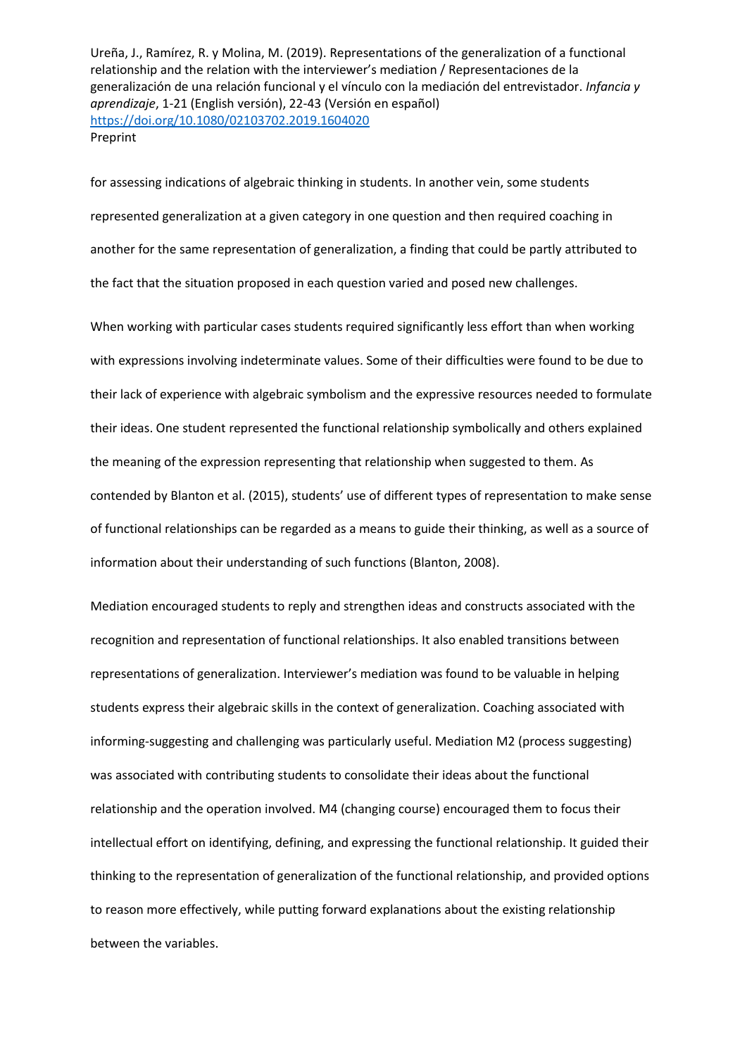for assessing indications of algebraic thinking in students. In another vein, some students represented generalization at a given category in one question and then required coaching in another for the same representation of generalization, a finding that could be partly attributed to the fact that the situation proposed in each question varied and posed new challenges.

When working with particular cases students required significantly less effort than when working with expressions involving indeterminate values. Some of their difficulties were found to be due to their lack of experience with algebraic symbolism and the expressive resources needed to formulate their ideas. One student represented the functional relationship symbolically and others explained the meaning of the expression representing that relationship when suggested to them. As contended by Blanton et al. (2015), students' use of different types of representation to make sense of functional relationships can be regarded as a means to guide their thinking, as well as a source of information about their understanding of such functions (Blanton, 2008).

Mediation encouraged students to reply and strengthen ideas and constructs associated with the recognition and representation of functional relationships. It also enabled transitions between representations of generalization. Interviewer's mediation was found to be valuable in helping students express their algebraic skills in the context of generalization. Coaching associated with informing-suggesting and challenging was particularly useful. Mediation M2 (process suggesting) was associated with contributing students to consolidate their ideas about the functional relationship and the operation involved. M4 (changing course) encouraged them to focus their intellectual effort on identifying, defining, and expressing the functional relationship. It guided their thinking to the representation of generalization of the functional relationship, and provided options to reason more effectively, while putting forward explanations about the existing relationship between the variables.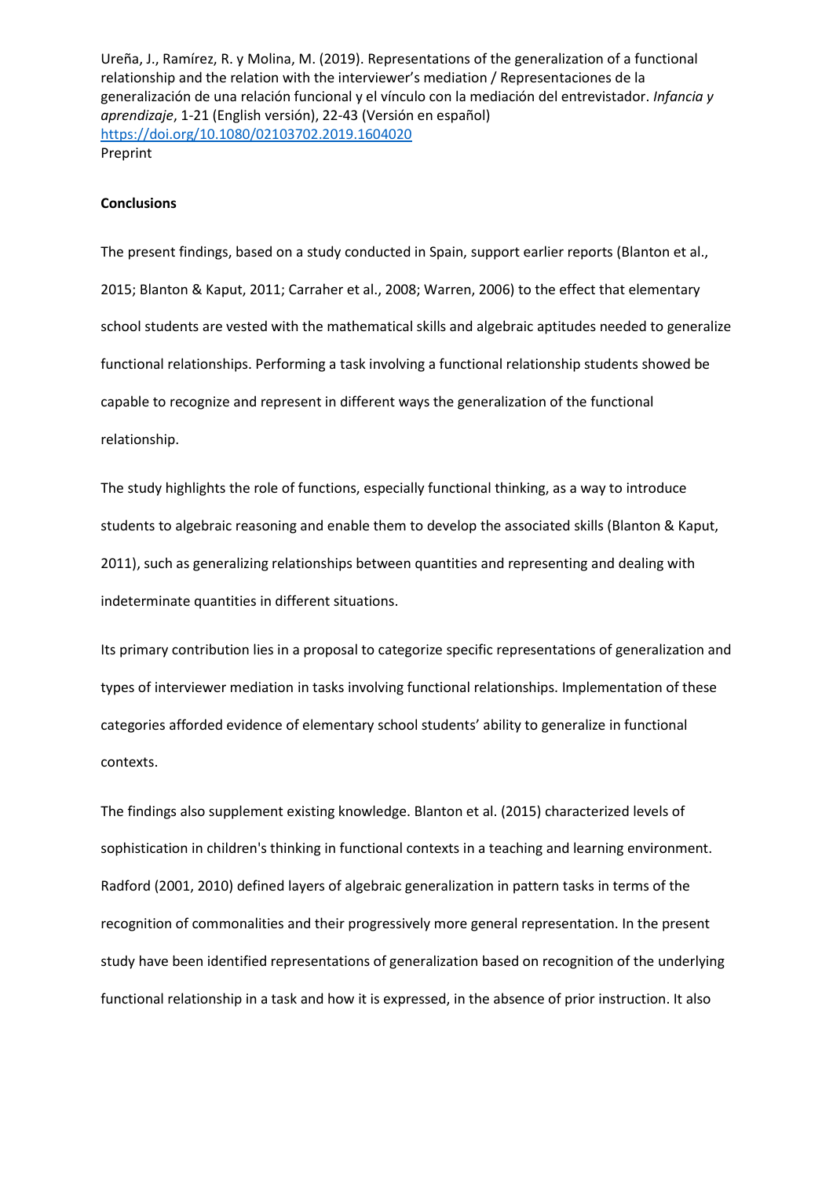## Conclusions

The present findings, based on a study conducted in Spain, support earlier reports (Blanton et al., 2015; Blanton & Kaput, 2011; Carraher et al., 2008; Warren, 2006) to the effect that elementary school students are vested with the mathematical skills and algebraic aptitudes needed to generalize functional relationships. Performing a task involving a functional relationship students showed be capable to recognize and represent in different ways the generalization of the functional relationship.

The study highlights the role of functions, especially functional thinking, as a way to introduce students to algebraic reasoning and enable them to develop the associated skills (Blanton & Kaput, 2011), such as generalizing relationships between quantities and representing and dealing with indeterminate quantities in different situations.

Its primary contribution lies in a proposal to categorize specific representations of generalization and types of interviewer mediation in tasks involving functional relationships. Implementation of these categories afforded evidence of elementary school students' ability to generalize in functional contexts.

The findings also supplement existing knowledge. Blanton et al. (2015) characterized levels of sophistication in children's thinking in functional contexts in a teaching and learning environment. Radford (2001, 2010) defined layers of algebraic generalization in pattern tasks in terms of the recognition of commonalities and their progressively more general representation. In the present study have been identified representations of generalization based on recognition of the underlying functional relationship in a task and how it is expressed, in the absence of prior instruction. It also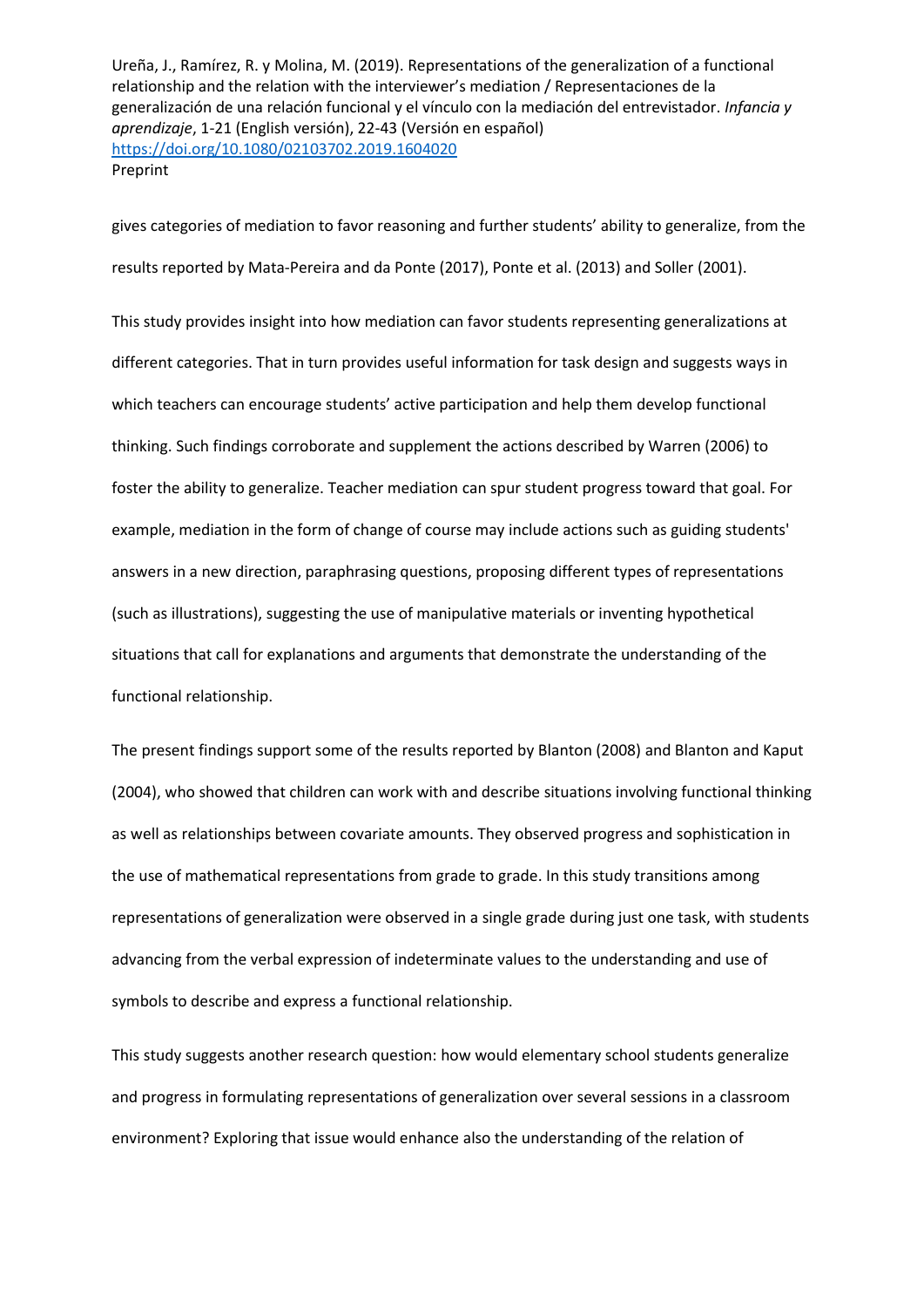gives categories of mediation to favor reasoning and further students' ability to generalize, from the results reported by Mata-Pereira and da Ponte (2017), Ponte et al. (2013) and Soller (2001).

This study provides insight into how mediation can favor students representing generalizations at different categories. That in turn provides useful information for task design and suggests ways in which teachers can encourage students' active participation and help them develop functional thinking. Such findings corroborate and supplement the actions described by Warren (2006) to foster the ability to generalize. Teacher mediation can spur student progress toward that goal. For example, mediation in the form of change of course may include actions such as guiding students' answers in a new direction, paraphrasing questions, proposing different types of representations (such as illustrations), suggesting the use of manipulative materials or inventing hypothetical situations that call for explanations and arguments that demonstrate the understanding of the functional relationship.

The present findings support some of the results reported by Blanton (2008) and Blanton and Kaput (2004), who showed that children can work with and describe situations involving functional thinking as well as relationships between covariate amounts. They observed progress and sophistication in the use of mathematical representations from grade to grade. In this study transitions among representations of generalization were observed in a single grade during just one task, with students advancing from the verbal expression of indeterminate values to the understanding and use of symbols to describe and express a functional relationship.

This study suggests another research question: how would elementary school students generalize and progress in formulating representations of generalization over several sessions in a classroom environment? Exploring that issue would enhance also the understanding of the relation of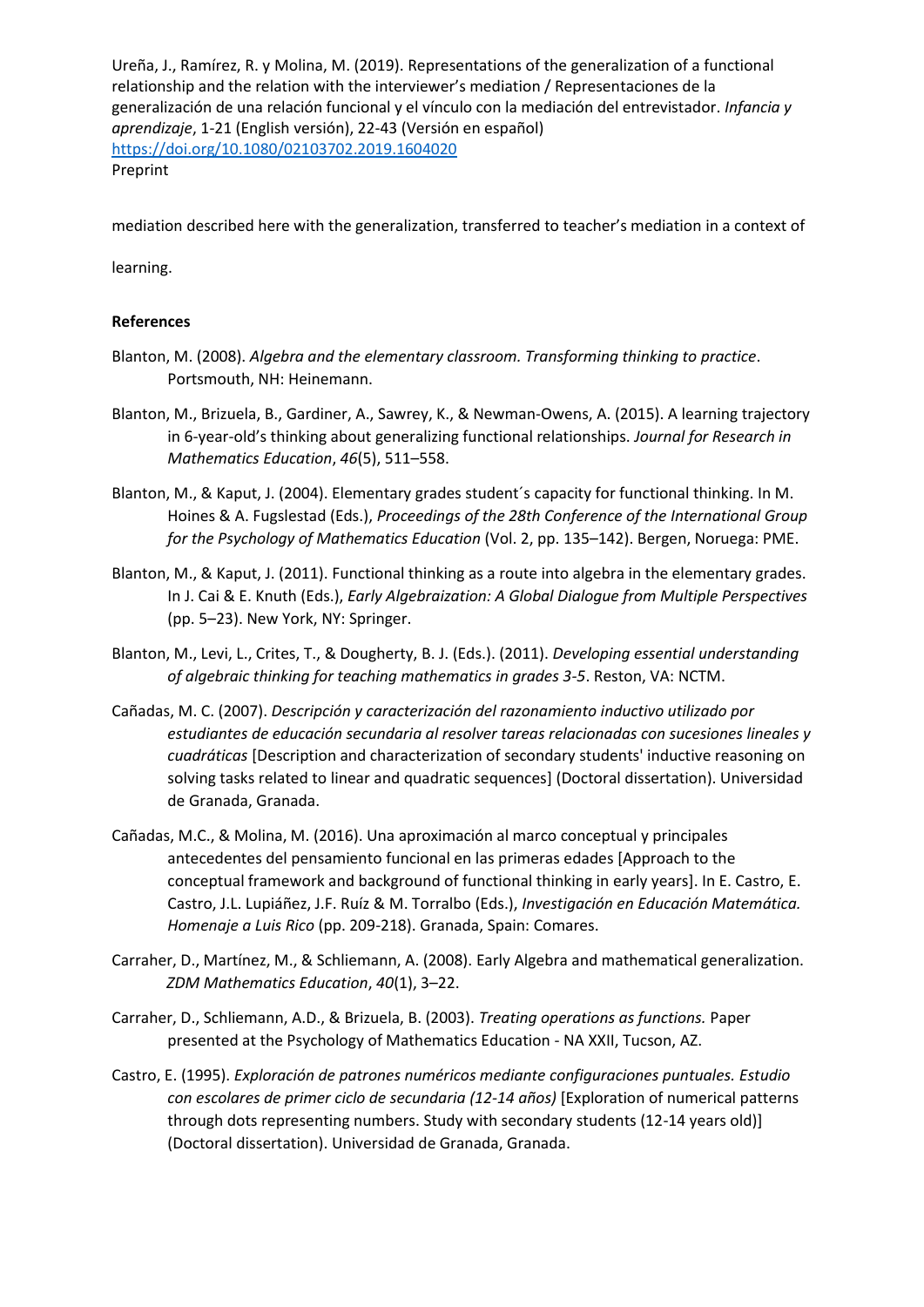mediation described here with the generalization, transferred to teacher's mediation in a context of learning.

**References**

Blanton, M. (2008). *Algebra and the elementary classroom. Transforming thinking to practice*. Portsmouth, NH: Heinemann.

Blanton, M., Brizuela, B., Gardiner, A., Sawrey, K., & Newman-Owens, A. (2015). A learning trajectory in 6-year-old's thinking about generalizing functional relationships. *Journal for Research in Mathematics Education*, *46*(5), 511–558.

Blanton, M., & Kaput, J. (2004). Elementary grades student´s capacity for functional thinking. In M. Hoines & A. Fugslestad (Eds.), *Proceedings of the 28th Conference of the International Group for the Psychology of Mathematics Education* (Vol. 2, pp. 135–142). Bergen, Noruega: PME.

Blanton, M., & Kaput, J. (2011). Functional thinking as a route into algebra in the elementary grades. In J. Cai & E. Knuth (Eds.), *Early Algebraization: A Global Dialogue from Multiple Perspectives* (pp. 5–23). New York, NY: Springer.

Blanton, M., Levi, L., Crites, T., & Dougherty, B. J. (Eds.). (2011). *Developing essential understanding of algebraic thinking for teaching mathematics in grades 3-5*. Reston, VA: NCTM.

Cañadas, M. C. (2007). *Descripción y caracterización del razonamiento inductivo utilizado por estudiantes de educación secundaria al resolver tareas relacionadas con sucesiones lineales y cuadráticas* [Description and characterization of secondary students' inductive reasoning on solving tasks related to linear and quadratic sequences] (Doctoral dissertation). Universidad de Granada, Granada.

Cañadas, M.C., & Molina, M. (2016). Una aproximación al marco conceptual y principales antecedentes del pensamiento funcional en las primeras edades [Approach to the conceptual framework and background of functional thinking in early years]. In E. Castro, E. Castro, J.L. Lupiáñez, J.F. Ruíz & M. Torralbo (Eds.), *Investigación en Educación Matemática. Homenaje a Luis Rico* (pp. 209-218). Granada, Spain: Comares.

Carraher, D., Martínez, M., & Schliemann, A. (2008). Early Algebra and mathematical generalization. *ZDM Mathematics Education*, *40*(1), 3–22.

Carraher, D., Schliemann, A.D., & Brizuela, B. (2003). *Treating operations as functions.* Paper presented at the Psychology of Mathematics Education - NA XXII, Tucson, AZ.

Castro, E. (1995). *Exploración de patrones numéricos mediante configuraciones puntuales. Estudio con escolares de primer ciclo de secundaria (12-14 años)* [Exploration of numerical patterns through dots representing numbers. Study with secondary students (12-14 years old)] (Doctoral dissertation). Universidad de Granada, Granada.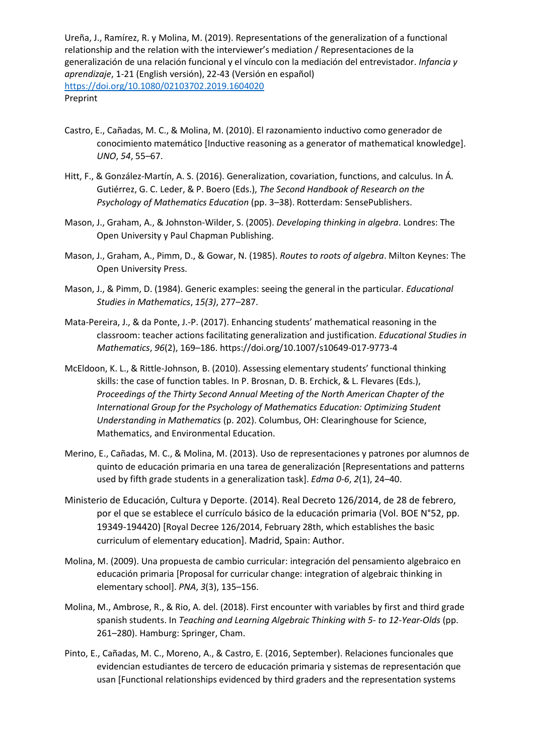Castro, E., Cañadas, M. C., & Molina, M. (2010). El razonamiento inductivo como generador de conocimiento matemático [Inductive reasoning as a generator of mathematical knowledge]. *UNO*, *54*, 55–67.

Hitt, F., & González-Martín, A. S. (2016). Generalization, covariation, functions, and calculus. In Á. Gutiérrez, G. C. Leder, & P. Boero (Eds.), *The Second Handbook of Research on the Psychology of Mathematics Education* (pp. 3–38). Rotterdam: SensePublishers.

Mason, J., Graham, A., & Johnston-Wilder, S. (2005). *Developing thinking in algebra*. Londres: The Open University y Paul Chapman Publishing.

Mason, J., Graham, A., Pimm, D., & Gowar, N. (1985). *Routes to roots of algebra*. Milton Keynes: The Open University Press.

Mason, J., & Pimm, D. (1984). Generic examples: seeing the general in the particular. *Educational Studies in Mathematics*, *15(3)*, 277–287.

Mata-Pereira, J., & da Ponte, J.-P. (2017). Enhancing students' mathematical reasoning in the classroom: teacher actions facilitating generalization and justification. *Educational Studies in Mathematics*, *96*(2), 169–186. https://doi.org/10.1007/s10649-017-9773-4

McEldoon, K. L., & Rittle-Johnson, B. (2010). Assessing elementary students' functional thinking skills: the case of function tables. In P. Brosnan, D. B. Erchick, & L. Flevares (Eds.), *Proceedings of the Thirty Second Annual Meeting of the North American Chapter of the International Group for the Psychology of Mathematics Education: Optimizing Student Understanding in Mathematics* (p. 202). Columbus, OH: Clearinghouse for Science, Mathematics, and Environmental Education.

Merino, E., Cañadas, M. C., & Molina, M. (2013). Uso de representaciones y patrones por alumnos de quinto de educación primaria en una tarea de generalización [Representations and patterns used by fifth grade students in a generalization task]. *Edma 0-6*, *2*(1), 24–40.

Ministerio de Educación, Cultura y Deporte. (2014). Real Decreto 126/2014, de 28 de febrero, por el que se establece el currículo básico de la educación primaria (Vol. BOE N°52, pp. 19349-194420) [Royal Decree 126/2014, February 28th, which establishes the basic curriculum of elementary education]. Madrid, Spain: Author.

Molina, M. (2009). Una propuesta de cambio curricular: integración del pensamiento algebraico en educación primaria [Proposal for curricular change: integration of algebraic thinking in elementary school]. *PNA*, *3*(3), 135–156.

Molina, M., Ambrose, R., & Rio, A. del. (2018). First encounter with variables by first and third grade spanish students. In *Teaching and Learning Algebraic Thinking with 5- to 12-Year-Olds* (pp. 261–280). Hamburg: Springer, Cham.

Pinto, E., Cañadas, M. C., Moreno, A., & Castro, E. (2016, September). Relaciones funcionales que evidencian estudiantes de tercero de educación primaria y sistemas de representación que usan [Functional relationships evidenced by third graders and the representation systems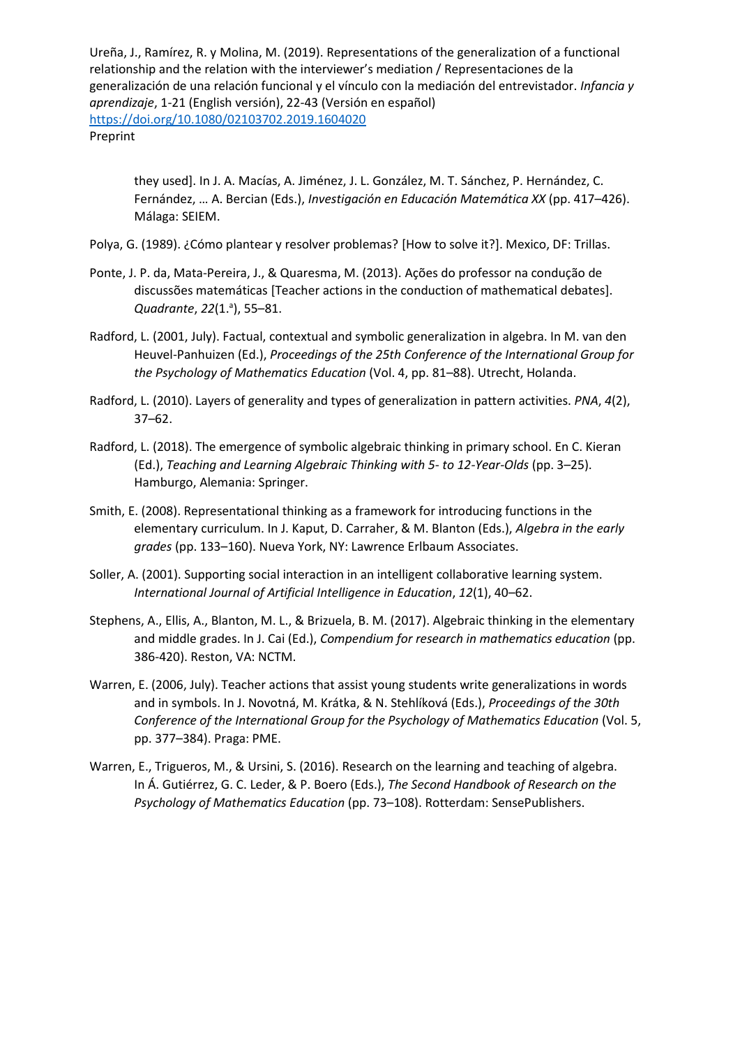they used]. In J. A. Macías, A. Jiménez, J. L. González, M. T. Sánchez, P. Hernández, C. Fernández, … A. Bercian (Eds.), *Investigación en Educación Matemática XX* (pp. 417–426). Málaga: SEIEM.

Polya, G. (1989). ¿Cómo plantear y resolver problemas? [How to solve it?]. Mexico, DF: Trillas.

Ponte, J. P. da, Mata-Pereira, J., & Quaresma, M. (2013). Ações do professor na condução de discussões matemáticas [Teacher actions in the conduction of mathematical debates]. *Quadrante*, *22*(1.ª), 55–81.

Radford, L. (2001, July). Factual, contextual and symbolic generalization in algebra. In M. van den Heuvel-Panhuizen (Ed.), *Proceedings of the 25th Conference of the International Group for the Psychology of Mathematics Education* (Vol. 4, pp. 81–88). Utrecht, Holanda.

Radford, L. (2010). Layers of generality and types of generalization in pattern activities. *PNA*, *4*(2), 37–62.

Radford, L. (2018). The emergence of symbolic algebraic thinking in primary school. En C. Kieran (Ed.), *Teaching and Learning Algebraic Thinking with 5- to 12-Year-Olds* (pp. 3–25). Hamburgo, Alemania: Springer.

Smith, E. (2008). Representational thinking as a framework for introducing functions in the elementary curriculum. In J. Kaput, D. Carraher, & M. Blanton (Eds.), *Algebra in the early grades* (pp. 133–160). Nueva York, NY: Lawrence Erlbaum Associates.

Soller, A. (2001). Supporting social interaction in an intelligent collaborative learning system. *International Journal of Artificial Intelligence in Education*, *12*(1), 40–62.

Stephens, A., Ellis, A., Blanton, M. L., & Brizuela, B. M. (2017). Algebraic thinking in the elementary and middle grades. In J. Cai (Ed.), *Compendium for research in mathematics education* (pp. 386-420). Reston, VA: NCTM.

Warren, E. (2006, July). Teacher actions that assist young students write generalizations in words and in symbols. In J. Novotná, M. Krátka, & N. Stehlíková (Eds.), *Proceedings of the 30th Conference of the International Group for the Psychology of Mathematics Education* (Vol. 5, pp. 377–384). Praga: PME.

Warren, E., Trigueros, M., & Ursini, S. (2016). Research on the learning and teaching of algebra. In Á. Gutiérrez, G. C. Leder, & P. Boero (Eds.), *The Second Handbook of Research on the Psychology of Mathematics Education* (pp. 73–108). Rotterdam: SensePublishers.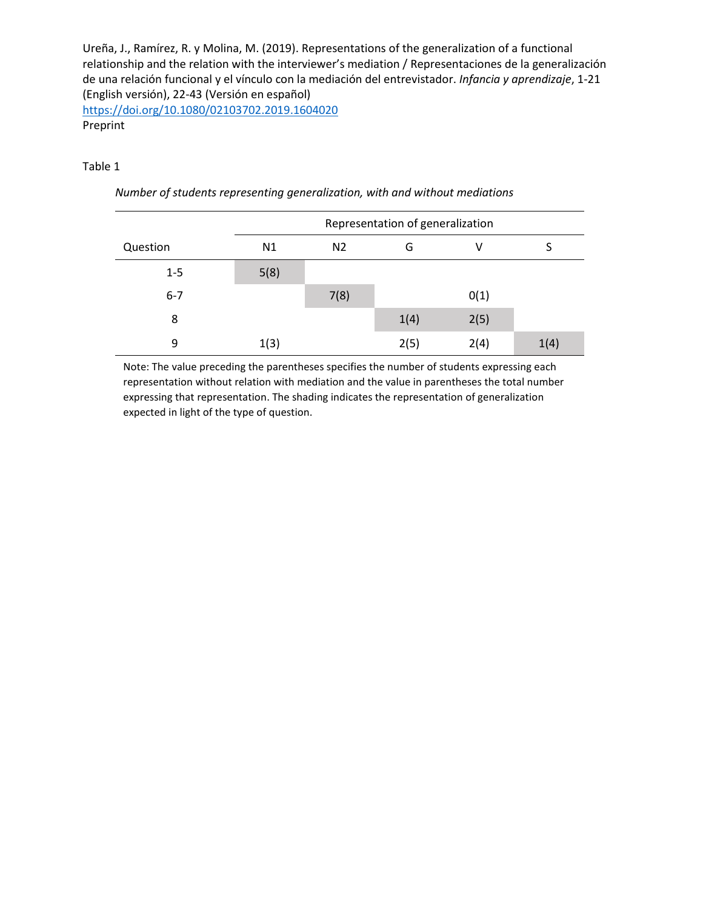Table 1

*Number of students representing generalization, with and without mediations*

| Question | Representation of generalization | | | | |
|---|---|---|---|---|---|
| | N1 | N2 | G | V | S |
| 1-5 | 5(8) | | | | |
| 6-7 | | 7(8) | | 0(1) | |
| 8 | | | 1(4) | 2(5) | |
| 9 | 1(3) | | 2(5) | 2(4) | 1(4) |

Note: The value preceding the parentheses specifies the number of students expressing each representation without relation with mediation and the value in parentheses the total number expressing that representation. The shading indicates the representation of generalization expected in light of the type of question.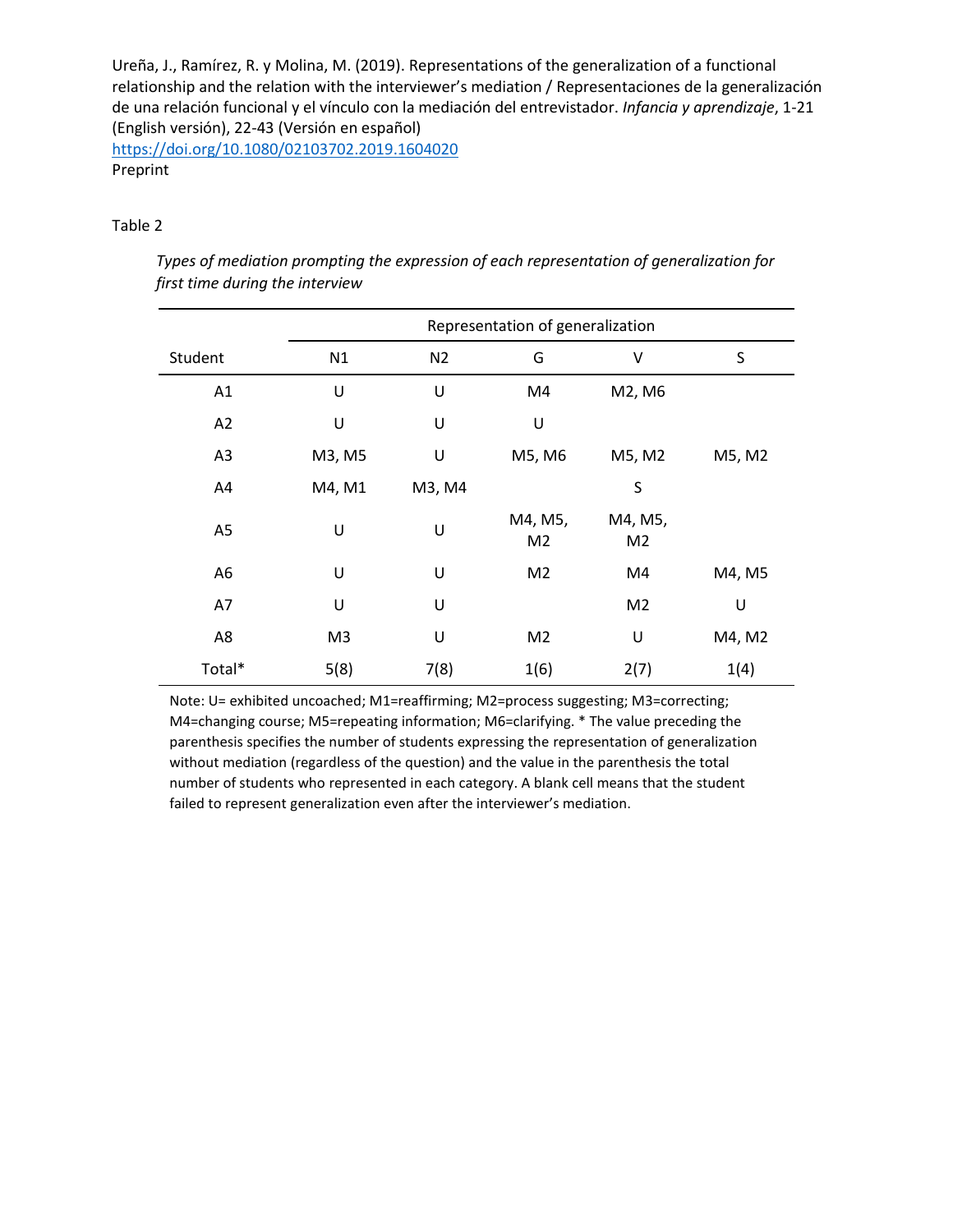Table 2

*Types of mediation prompting the expression of each representation of generalization for first time during the interview*

| | Representation of generalization | | | | |
|---|---|---|---|---|---|
| Student | N1 | N2 | G | V | S |
| A1 | U | U | M4 | M2, M6 | |
| A2 | U | U | U | | |
| A3 | M3, M5 | U | M5, M6 | M5, M2 | M5, M2 |
| A4 | M4, M1 | M3, M4 | | S | |
| A5 | U | U | M4, M5, M2 | M4, M5, M2 | |
| A6 | U | U | M2 | M4 | M4, M5 |
| A7 | U | U | | M2 | U |
| A8 | M3 | U | M2 | U | M4, M2 |
| Total* | 5(8) | 7(8) | 1(6) | 2(7) | 1(4) |

Note: U= exhibited uncoached; M1=reaffirming; M2=process suggesting; M3=correcting; M4=changing course; M5=repeating information; M6=clarifying. * The value preceding the parenthesis specifies the number of students expressing the representation of generalization without mediation (regardless of the question) and the value in the parenthesis the total number of students who represented in each category. A blank cell means that the student failed to represent generalization even after the interviewer's mediation.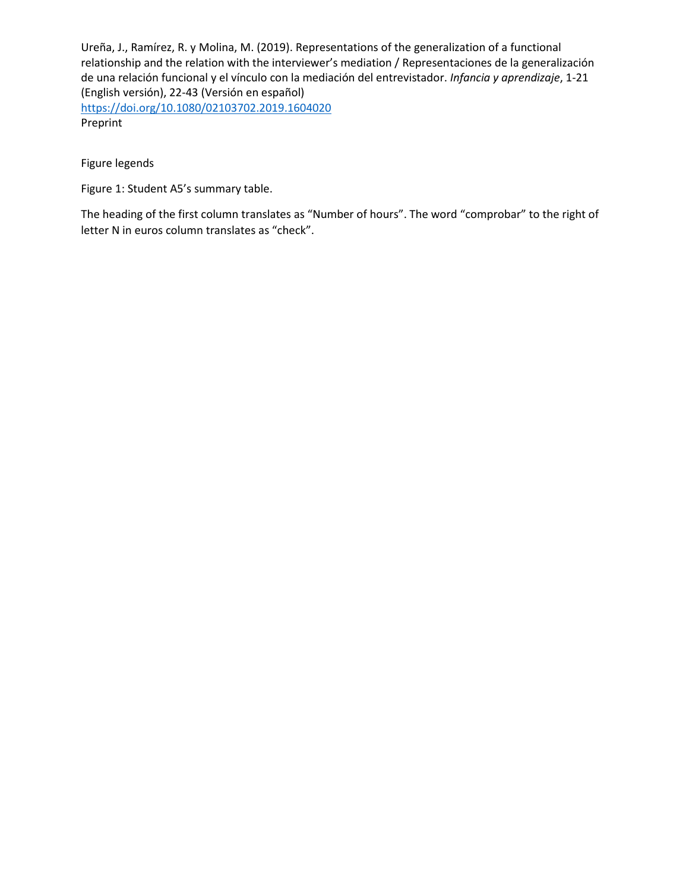Ureña, J., Ramírez, R. y Molina, M. (2019). Representations of the generalization of a functional relationship and the relation with the interviewer's mediation / Representaciones de la generalización de una relación funcional y el vínculo con la mediación del entrevistador. *Infancia y aprendizaje*, 1-21 (English versión), 22-43 (Versión en español)
https://doi.org/10.1080/02103702.2019.1604020
Preprint

Figure legends

Figure 1: Student A5's summary table.

The heading of the first column translates as "Number of hours". The word "comprobar" to the right of letter N in euros column translates as "check".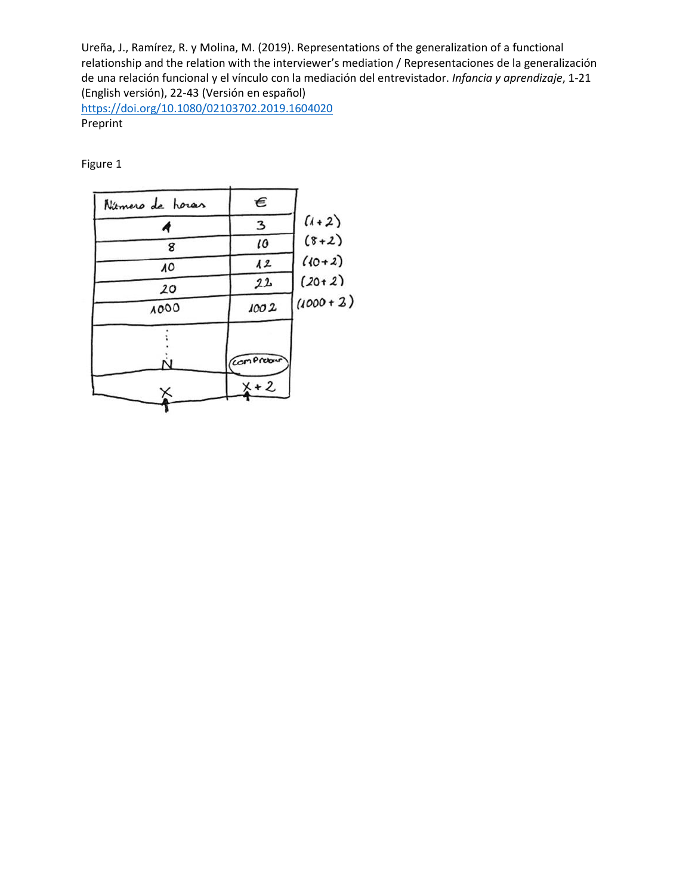Figure 1

| Número de horas | € | |
|---|---|---|
| 1 | 3 | (1 + 2) |
| 8 | 10 | (8 + 2) |
| 10 | 12 | (10 + 2) |
| 20 | 22 | (20 + 2) |
| 1000 | 1002 | (1000 + 2) |
| ⋮ | | |
| N | comprobar | |
| X | X + 2 | |